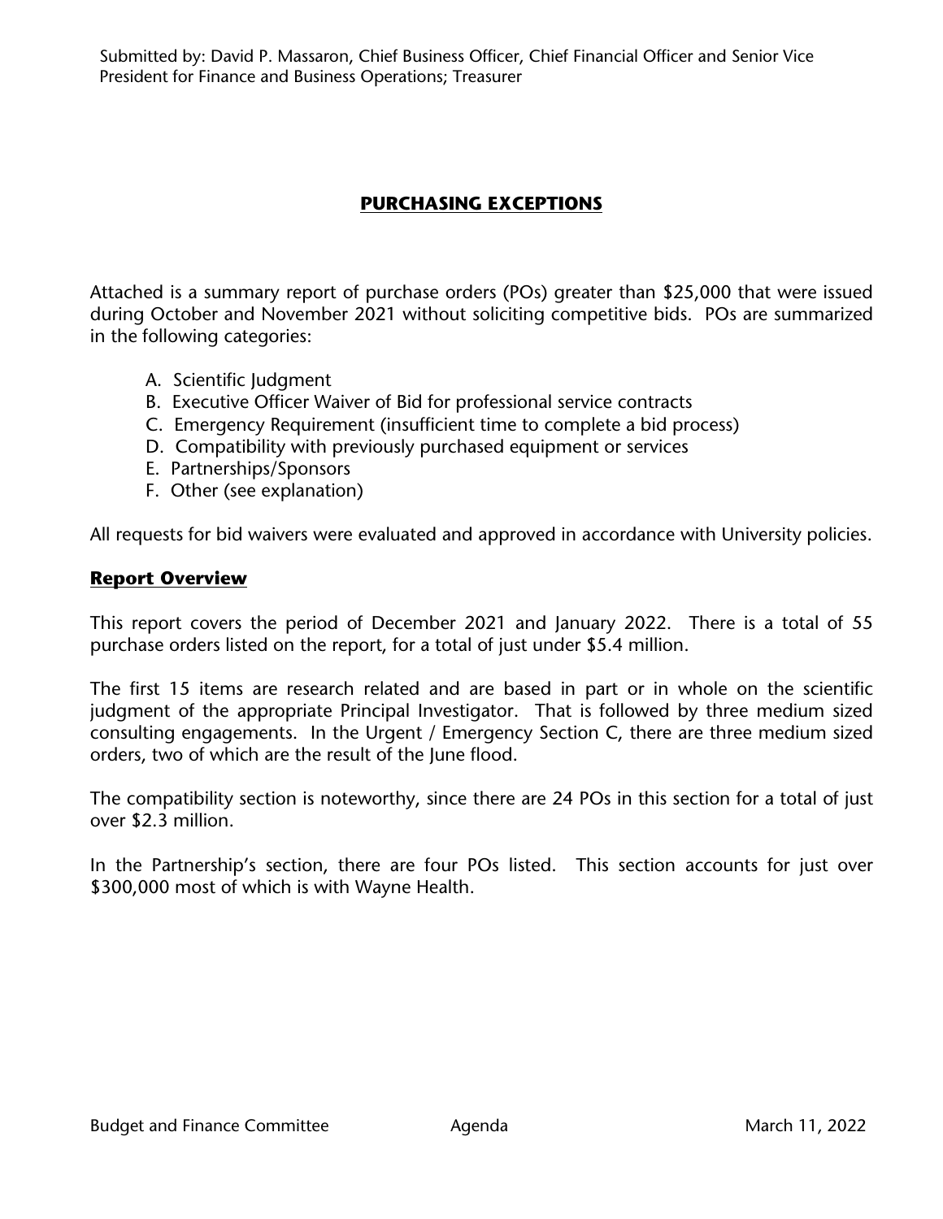Submitted by: David P. Massaron, Chief Business Officer, Chief Financial Officer and Senior Vice President for Finance and Business Operations; Treasurer

# PURCHASING EXCEPTIONS

Attached is a summary report of purchase orders (POs) greater than $25,000 that were issued during October and November 2021 without soliciting competitive bids. POs are summarized in the following categories:

A. Scientific Judgment
B. Executive Officer Waiver of Bid for professional service contracts
C. Emergency Requirement (insufficient time to complete a bid process)
D. Compatibility with previously purchased equipment or services
E. Partnerships/Sponsors
F. Other (see explanation)

All requests for bid waivers were evaluated and approved in accordance with University policies.

## Report Overview

This report covers the period of December 2021 and January 2022. There is a total of 55 purchase orders listed on the report, for a total of just under $5.4 million.

The first 15 items are research related and are based in part or in whole on the scientific judgment of the appropriate Principal Investigator. That is followed by three medium sized consulting engagements. In the Urgent / Emergency Section C, there are three medium sized orders, two of which are the result of the June flood.

The compatibility section is noteworthy, since there are 24 POs in this section for a total of just over $2.3 million.

In the Partnership's section, there are four POs listed. This section accounts for just over $300,000 most of which is with Wayne Health.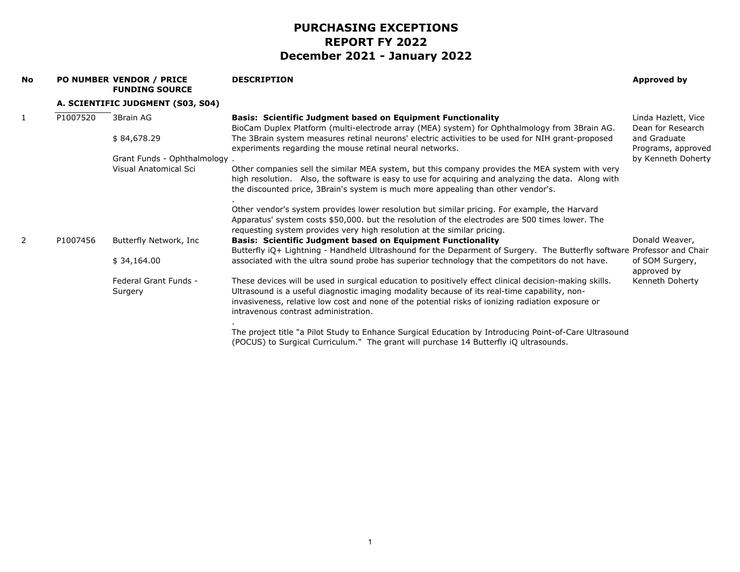# PURCHASING EXCEPTIONS
# REPORT FY 2022
# December 2021 - January 2022

| No | PO NUMBER | VENDOR / PRICE<br>FUNDING SOURCE | DESCRIPTION | Approved by |
|---|---|---|---|---|
| | **A. SCIENTIFIC JUDGMENT (S03, S04)** | | | |
| 1 | P1007520 | 3Brain AG<br><br>$ 84,678.29<br><br>Grant Funds - Ophthalmology Visual Anatomical Sci | **Basis: Scientific Judgment based on Equipment Functionality**<br>BioCam Duplex Platform (multi-electrode array (MEA) system) for Ophthalmology from 3Brain AG. The 3Brain system measures retinal neurons' electric activities to be used for NIH grant-proposed experiments regarding the mouse retinal neural networks.<br>.<br>Other companies sell the similar MEA system, but this company provides the MEA system with very high resolution. Also, the software is easy to use for acquiring and analyzing the data. Along with the discounted price, 3Brain's system is much more appealing than other vendor's.<br>.<br>Other vendor's system provides lower resolution but similar pricing. For example, the Harvard Apparatus' system costs $50,000. but the resolution of the electrodes are 500 times lower. The requesting system provides very high resolution at the similar pricing. | Linda Hazlett, Vice Dean for Research and Graduate Programs, approved by Kenneth Doherty |
| 2 | P1007456 | Butterfly Network, Inc<br><br>$ 34,164.00<br><br>Federal Grant Funds - Surgery | **Basis: Scientific Judgment based on Equipment Functionality**<br>Butterfly iQ+ Lightning - Handheld Ultrashound for the Deparment of Surgery. The Butterfly software associated with the ultra sound probe has superior technology that the competitors do not have.<br><br>These devices will be used in surgical education to positively effect clinical decision-making skills. Ultrasound is a useful diagnostic imaging modality because of its real-time capability, non-invasiveness, relative low cost and none of the potential risks of ionizing radiation exposure or intravenous contrast administration.<br>.<br>The project title "a Pilot Study to Enhance Surgical Education by Introducing Point-of-Care Ultrasound (POCUS) to Surgical Curriculum." The grant will purchase 14 Butterfly iQ ultrasounds. | Donald Weaver, Professor and Chair of SOM Surgery, approved by Kenneth Doherty |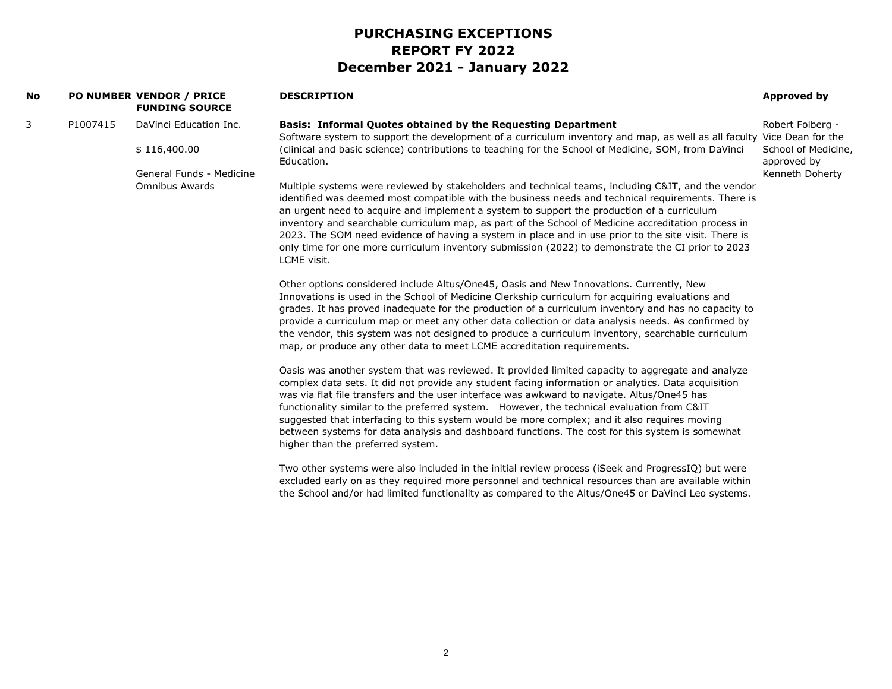# PURCHASING EXCEPTIONS
# REPORT FY 2022
# December 2021 - January 2022

| No | PO NUMBER | VENDOR / PRICE FUNDING SOURCE | DESCRIPTION | Approved by |
|---|---|---|---|---|
| 3 | P1007415 | DaVinci Education Inc.<br><br>$ 116,400.00<br><br>General Funds - Medicine Omnibus Awards | **Basis: Informal Quotes obtained by the Requesting Department**<br>Software system to support the development of a curriculum inventory and map, as well as all faculty (clinical and basic science) contributions to teaching for the School of Medicine, SOM, from DaVinci Education.<br><br>Multiple systems were reviewed by stakeholders and technical teams, including C&IT, and the vendor identified was deemed most compatible with the business needs and technical requirements. There is an urgent need to acquire and implement a system to support the production of a curriculum inventory and searchable curriculum map, as part of the School of Medicine accreditation process in 2023. The SOM need evidence of having a system in place and in use prior to the site visit. There is only time for one more curriculum inventory submission (2022) to demonstrate the CI prior to 2023 LCME visit.<br><br>Other options considered include Altus/One45, Oasis and New Innovations. Currently, New Innovations is used in the School of Medicine Clerkship curriculum for acquiring evaluations and grades. It has proved inadequate for the production of a curriculum inventory and has no capacity to provide a curriculum map or meet any other data collection or data analysis needs. As confirmed by the vendor, this system was not designed to produce a curriculum inventory, searchable curriculum map, or produce any other data to meet LCME accreditation requirements.<br><br>Oasis was another system that was reviewed. It provided limited capacity to aggregate and analyze complex data sets. It did not provide any student facing information or analytics. Data acquisition was via flat file transfers and the user interface was awkward to navigate. Altus/One45 has functionality similar to the preferred system. However, the technical evaluation from C&IT suggested that interfacing to this system would be more complex; and it also requires moving between systems for data analysis and dashboard functions. The cost for this system is somewhat higher than the preferred system.<br><br>Two other systems were also included in the initial review process (iSeek and ProgressIQ) but were excluded early on as they required more personnel and technical resources than are available within the School and/or had limited functionality as compared to the Altus/One45 or DaVinci Leo systems. | Robert Folberg - Vice Dean for the School of Medicine, approved by Kenneth Doherty |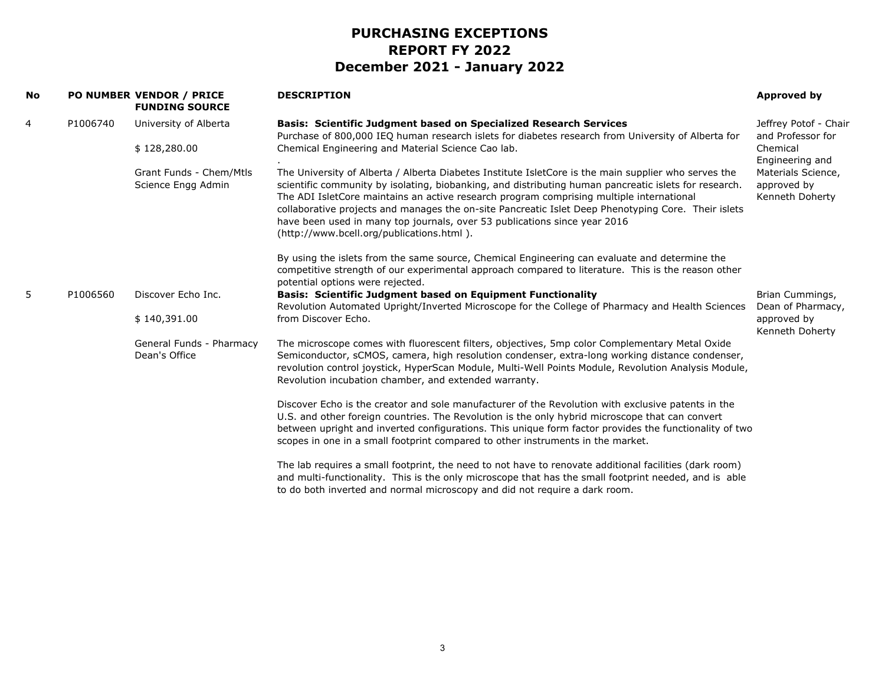# PURCHASING EXCEPTIONS
# REPORT FY 2022
# December 2021 - January 2022

| No | PO NUMBER | VENDOR / PRICE FUNDING SOURCE | DESCRIPTION | Approved by |
|---|---|---|---|---|
| 4 | P1006740 | University of Alberta<br><br>$ 128,280.00<br><br>Grant Funds - Chem/Mtls Science Engg Admin | **Basis: Scientific Judgment based on Specialized Research Services**<br>Purchase of 800,000 IEQ human research islets for diabetes research from University of Alberta for Chemical Engineering and Material Science Cao lab.<br>.<br>The University of Alberta / Alberta Diabetes Institute IsletCore is the main supplier who serves the scientific community by isolating, biobanking, and distributing human pancreatic islets for research. The ADI IsletCore maintains an active research program comprising multiple international collaborative projects and manages the on-site Pancreatic Islet Deep Phenotyping Core. Their islets have been used in many top journals, over 53 publications since year 2016 (http://www.bcell.org/publications.html ).<br><br>By using the islets from the same source, Chemical Engineering can evaluate and determine the competitive strength of our experimental approach compared to literature. This is the reason other potential options were rejected. | Jeffrey Potof - Chair and Professor for Chemical Engineering and Materials Science, approved by Kenneth Doherty |
| 5 | P1006560 | Discover Echo Inc.<br><br>$ 140,391.00<br><br>General Funds - Pharmacy Dean's Office | **Basis: Scientific Judgment based on Equipment Functionality**<br>Revolution Automated Upright/Inverted Microscope for the College of Pharmacy and Health Sciences from Discover Echo.<br><br>The microscope comes with fluorescent filters, objectives, 5mp color Complementary Metal Oxide Semiconductor, sCMOS, camera, high resolution condenser, extra-long working distance condenser, revolution control joystick, HyperScan Module, Multi-Well Points Module, Revolution Analysis Module, Revolution incubation chamber, and extended warranty.<br><br>Discover Echo is the creator and sole manufacturer of the Revolution with exclusive patents in the U.S. and other foreign countries. The Revolution is the only hybrid microscope that can convert between upright and inverted configurations. This unique form factor provides the functionality of two scopes in one in a small footprint compared to other instruments in the market.<br><br>The lab requires a small footprint, the need to not have to renovate additional facilities (dark room) and multi-functionality. This is the only microscope that has the small footprint needed, and is able to do both inverted and normal microscopy and did not require a dark room. | Brian Cummings, Dean of Pharmacy, approved by Kenneth Doherty |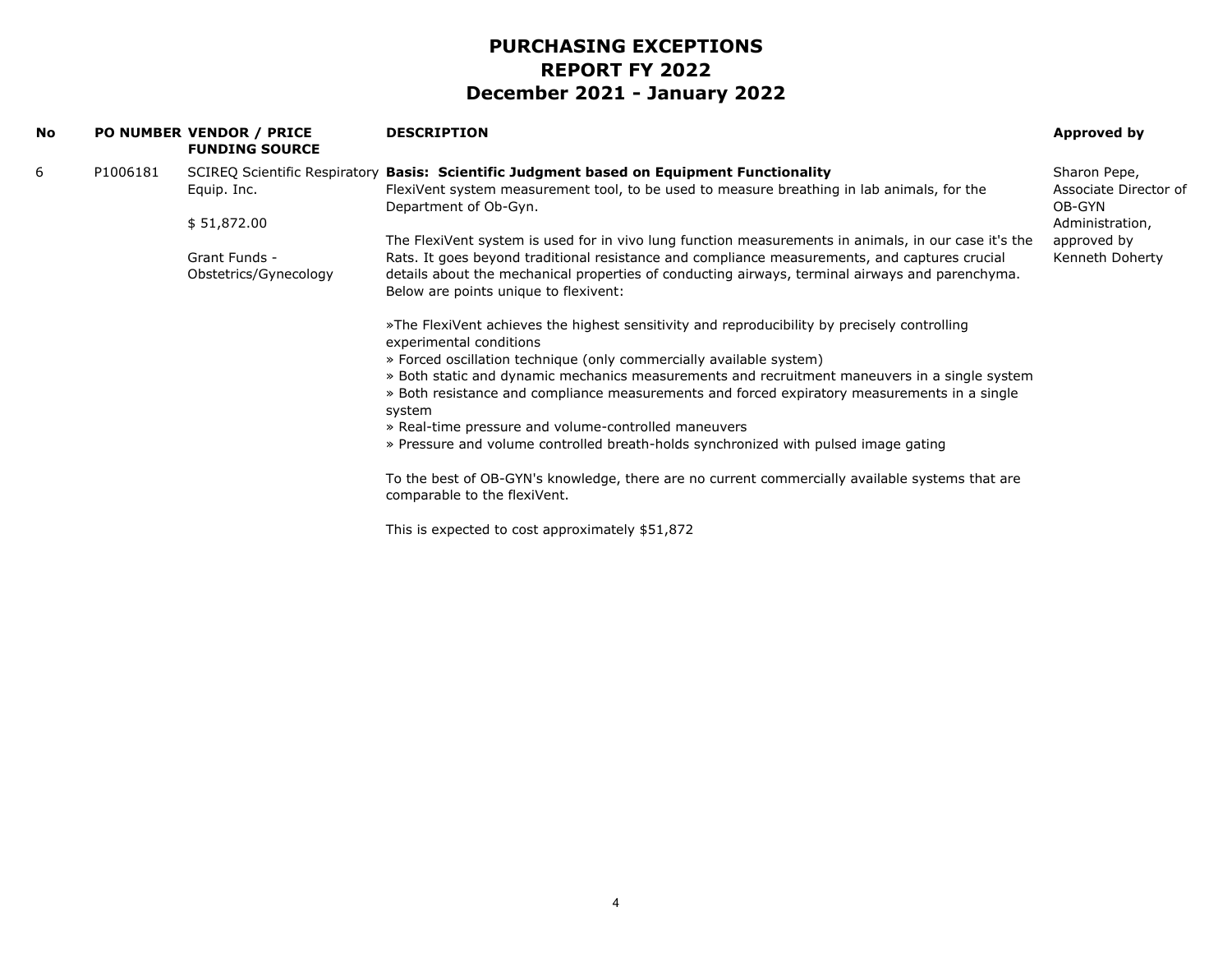# PURCHASING EXCEPTIONS
# REPORT FY 2022
# December 2021 - January 2022

| No | PO NUMBER | VENDOR / PRICE FUNDING SOURCE | DESCRIPTION | Approved by |
|---|---|---|---|---|
| 6 | P1006181 | SCIREQ Scientific Respiratory Equip. Inc.<br><br>$ 51,872.00<br><br>Grant Funds - Obstetrics/Gynecology | **Basis: Scientific Judgment based on Equipment Functionality**<br>FlexiVent system measurement tool, to be used to measure breathing in lab animals, for the Department of Ob-Gyn.<br><br>The FlexiVent system is used for in vivo lung function measurements in animals, in our case it's the Rats. It goes beyond traditional resistance and compliance measurements, and captures crucial details about the mechanical properties of conducting airways, terminal airways and parenchyma. Below are points unique to flexivent:<br><br>»The FlexiVent achieves the highest sensitivity and reproducibility by precisely controlling experimental conditions<br>» Forced oscillation technique (only commercially available system)<br>» Both static and dynamic mechanics measurements and recruitment maneuvers in a single system<br>» Both resistance and compliance measurements and forced expiratory measurements in a single system<br>» Real-time pressure and volume-controlled maneuvers<br>» Pressure and volume controlled breath-holds synchronized with pulsed image gating<br><br>To the best of OB-GYN's knowledge, there are no current commercially available systems that are comparable to the flexiVent.<br><br>This is expected to cost approximately $51,872 | Sharon Pepe, Associate Director of OB-GYN Administration, approved by Kenneth Doherty |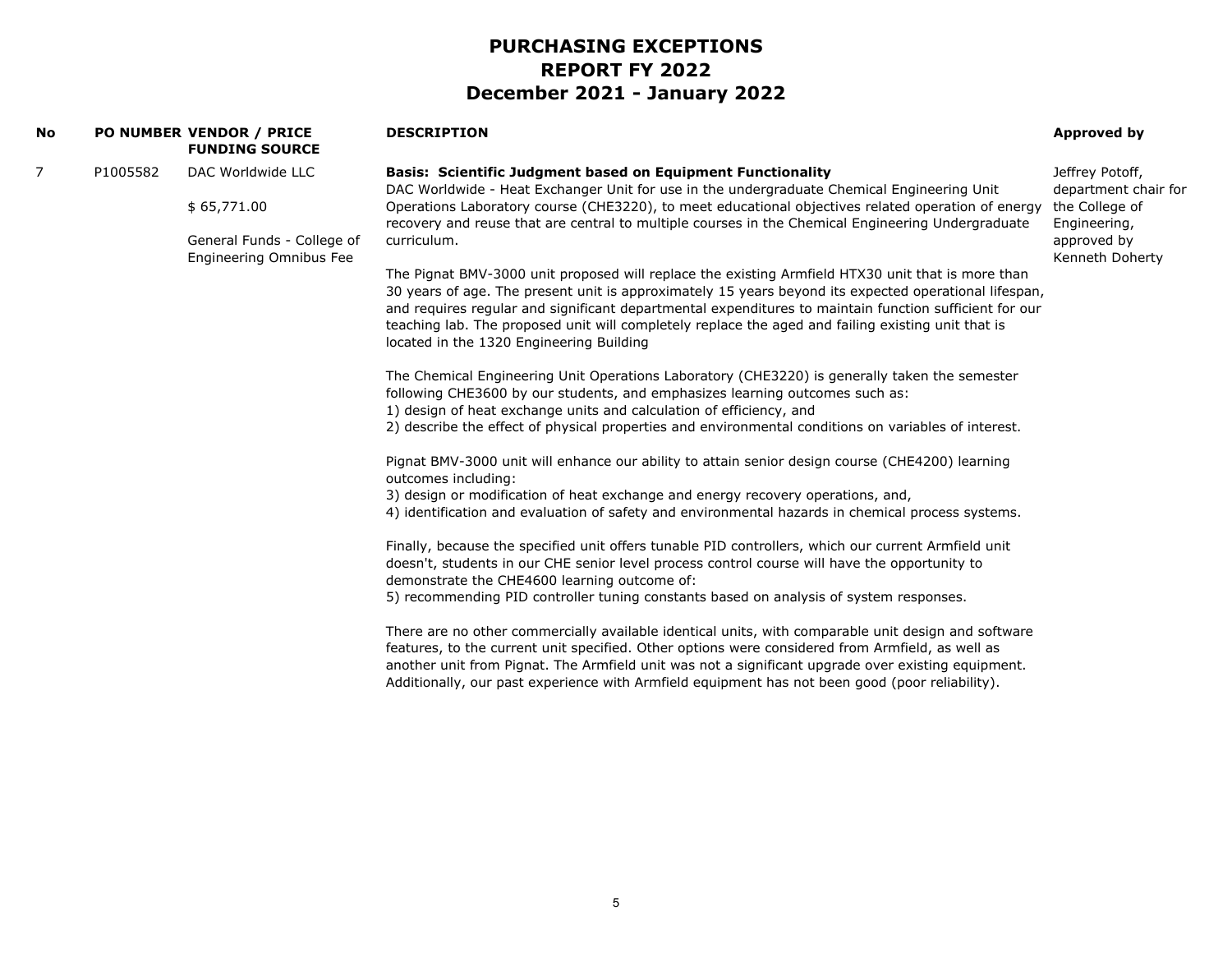# PURCHASING EXCEPTIONS
# REPORT FY 2022
# December 2021 - January 2022

| No | PO NUMBER | VENDOR / PRICE<br>FUNDING SOURCE | DESCRIPTION | Approved by |
|---|---|---|---|---|
| 7 | P1005582 | DAC Worldwide LLC<br><br>$ 65,771.00<br><br>General Funds - College of Engineering Omnibus Fee | **Basis: Scientific Judgment based on Equipment Functionality**<br>DAC Worldwide - Heat Exchanger Unit for use in the undergraduate Chemical Engineering Unit Operations Laboratory course (CHE3220), to meet educational objectives related operation of energy recovery and reuse that are central to multiple courses in the Chemical Engineering Undergraduate curriculum.<br><br>The Pignat BMV-3000 unit proposed will replace the existing Armfield HTX30 unit that is more than 30 years of age. The present unit is approximately 15 years beyond its expected operational lifespan, and requires regular and significant departmental expenditures to maintain function sufficient for our teaching lab. The proposed unit will completely replace the aged and failing existing unit that is located in the 1320 Engineering Building<br><br>The Chemical Engineering Unit Operations Laboratory (CHE3220) is generally taken the semester following CHE3600 by our students, and emphasizes learning outcomes such as:<br>1) design of heat exchange units and calculation of efficiency, and<br>2) describe the effect of physical properties and environmental conditions on variables of interest.<br><br>Pignat BMV-3000 unit will enhance our ability to attain senior design course (CHE4200) learning outcomes including:<br>3) design or modification of heat exchange and energy recovery operations, and,<br>4) identification and evaluation of safety and environmental hazards in chemical process systems.<br><br>Finally, because the specified unit offers tunable PID controllers, which our current Armfield unit doesn't, students in our CHE senior level process control course will have the opportunity to demonstrate the CHE4600 learning outcome of:<br>5) recommending PID controller tuning constants based on analysis of system responses.<br><br>There are no other commercially available identical units, with comparable unit design and software features, to the current unit specified. Other options were considered from Armfield, as well as another unit from Pignat. The Armfield unit was not a significant upgrade over existing equipment. Additionally, our past experience with Armfield equipment has not been good (poor reliability). | Jeffrey Potoff, department chair for the College of Engineering, approved by Kenneth Doherty |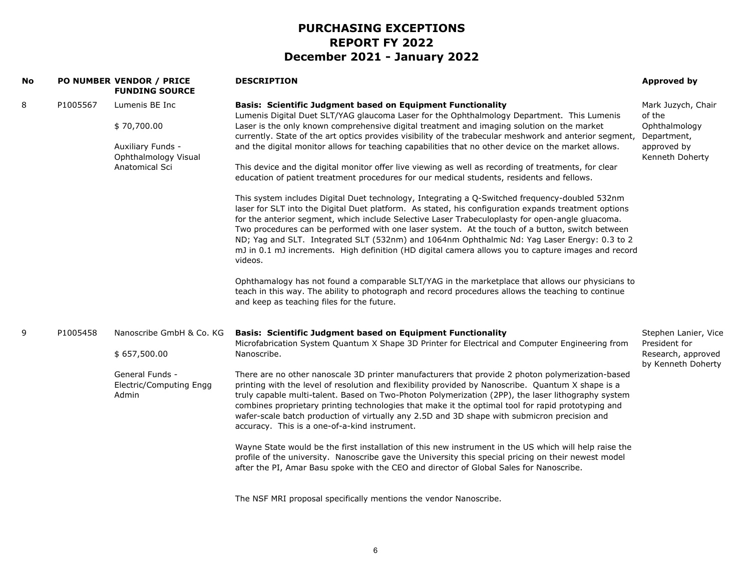# PURCHASING EXCEPTIONS
# REPORT FY 2022
# December 2021 - January 2022

| No | PO NUMBER | VENDOR / PRICE FUNDING SOURCE | DESCRIPTION | Approved by |
|---|---|---|---|---|
| 8 | P1005567 | Lumenis BE Inc<br><br>$ 70,700.00<br><br>Auxiliary Funds - Ophthalmology Visual Anatomical Sci | **Basis: Scientific Judgment based on Equipment Functionality**<br>Lumenis Digital Duet SLT/YAG glaucoma Laser for the Ophthalmology Department. This Lumenis Laser is the only known comprehensive digital treatment and imaging solution on the market currently. State of the art optics provides visibility of the trabecular meshwork and anterior segment, and the digital monitor allows for teaching capabilities that no other device on the market allows.<br><br>This device and the digital monitor offer live viewing as well as recording of treatments, for clear education of patient treatment procedures for our medical students, residents and fellows.<br><br>This system includes Digital Duet technology, Integrating a Q-Switched frequency-doubled 532nm laser for SLT into the Digital Duet platform. As stated, his configuration expands treatment options for the anterior segment, which include Selective Laser Trabeculoplasty for open-angle gluacoma. Two procedures can be performed with one laser system. At the touch of a button, switch between ND; Yag and SLT. Integrated SLT (532nm) and 1064nm Ophthalmic Nd: Yag Laser Energy: 0.3 to 2 mJ in 0.1 mJ increments. High definition (HD digital camera allows you to capture images and record videos.<br><br>Ophthamalogy has not found a comparable SLT/YAG in the marketplace that allows our physicians to teach in this way. The ability to photograph and record procedures allows the teaching to continue and keep as teaching files for the future. | Mark Juzych, Chair of the Ophthalmology Department, approved by Kenneth Doherty |
| 9 | P1005458 | Nanoscribe GmbH & Co. KG<br><br>$ 657,500.00<br><br>General Funds - Electric/Computing Engg Admin | **Basis: Scientific Judgment based on Equipment Functionality**<br>Microfabrication System Quantum X Shape 3D Printer for Electrical and Computer Engineering from Nanoscribe.<br><br>There are no other nanoscale 3D printer manufacturers that provide 2 photon polymerization-based printing with the level of resolution and flexibility provided by Nanoscribe. Quantum X shape is a truly capable multi-talent. Based on Two-Photon Polymerization (2PP), the laser lithography system combines proprietary printing technologies that make it the optimal tool for rapid prototyping and wafer-scale batch production of virtually any 2.5D and 3D shape with submicron precision and accuracy. This is a one-of-a-kind instrument.<br><br>Wayne State would be the first installation of this new instrument in the US which will help raise the profile of the university. Nanoscribe gave the University this special pricing on their newest model after the PI, Amar Basu spoke with the CEO and director of Global Sales for Nanoscribe.<br><br>The NSF MRI proposal specifically mentions the vendor Nanoscribe. | Stephen Lanier, Vice President for Research, approved by Kenneth Doherty |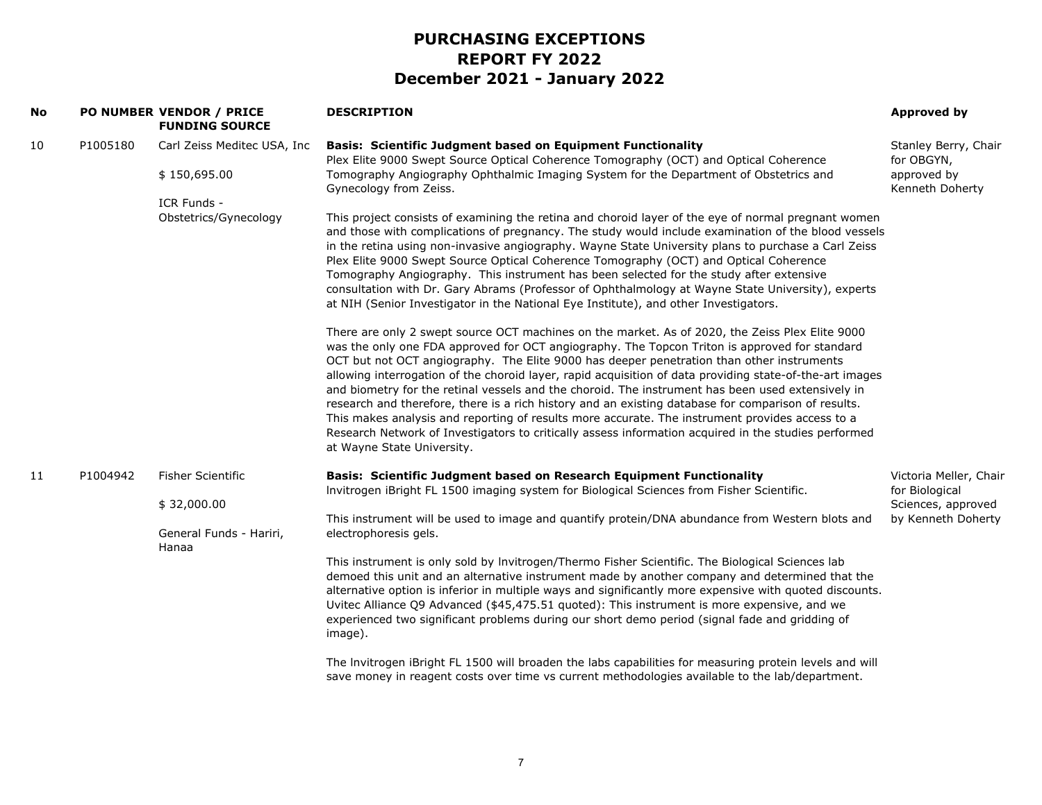# PURCHASING EXCEPTIONS
# REPORT FY 2022
# December 2021 - January 2022

| No | PO NUMBER | VENDOR / PRICE<br>FUNDING SOURCE | DESCRIPTION | Approved by |
|---|---|---|---|---|
| 10 | P1005180 | Carl Zeiss Meditec USA, Inc<br><br>$ 150,695.00<br><br>ICR Funds - Obstetrics/Gynecology | **Basis: Scientific Judgment based on Equipment Functionality**<br>Plex Elite 9000 Swept Source Optical Coherence Tomography (OCT) and Optical Coherence Tomography Angiography Ophthalmic Imaging System for the Department of Obstetrics and Gynecology from Zeiss.<br><br>This project consists of examining the retina and choroid layer of the eye of normal pregnant women and those with complications of pregnancy. The study would include examination of the blood vessels in the retina using non-invasive angiography. Wayne State University plans to purchase a Carl Zeiss Plex Elite 9000 Swept Source Optical Coherence Tomography (OCT) and Optical Coherence Tomography Angiography. This instrument has been selected for the study after extensive consultation with Dr. Gary Abrams (Professor of Ophthalmology at Wayne State University), experts at NIH (Senior Investigator in the National Eye Institute), and other Investigators.<br><br>There are only 2 swept source OCT machines on the market. As of 2020, the Zeiss Plex Elite 9000 was the only one FDA approved for OCT angiography. The Topcon Triton is approved for standard OCT but not OCT angiography. The Elite 9000 has deeper penetration than other instruments allowing interrogation of the choroid layer, rapid acquisition of data providing state-of-the-art images and biometry for the retinal vessels and the choroid. The instrument has been used extensively in research and therefore, there is a rich history and an existing database for comparison of results. This makes analysis and reporting of results more accurate. The instrument provides access to a Research Network of Investigators to critically assess information acquired in the studies performed at Wayne State University. | Stanley Berry, Chair for OBGYN, approved by Kenneth Doherty |
| 11 | P1004942 | Fisher Scientific<br><br>$ 32,000.00<br><br>General Funds - Hariri, Hanaa | **Basis: Scientific Judgment based on Research Equipment Functionality**<br>Invitrogen iBright FL 1500 imaging system for Biological Sciences from Fisher Scientific.<br><br>This instrument will be used to image and quantify protein/DNA abundance from Western blots and electrophoresis gels.<br><br>This instrument is only sold by Invitrogen/Thermo Fisher Scientific. The Biological Sciences lab demoed this unit and an alternative instrument made by another company and determined that the alternative option is inferior in multiple ways and significantly more expensive with quoted discounts. Uvitec Alliance Q9 Advanced ($45,475.51 quoted): This instrument is more expensive, and we experienced two significant problems during our short demo period (signal fade and gridding of image).<br><br>The Invitrogen iBright FL 1500 will broaden the labs capabilities for measuring protein levels and will save money in reagent costs over time vs current methodologies available to the lab/department. | Victoria Meller, Chair for Biological Sciences, approved by Kenneth Doherty |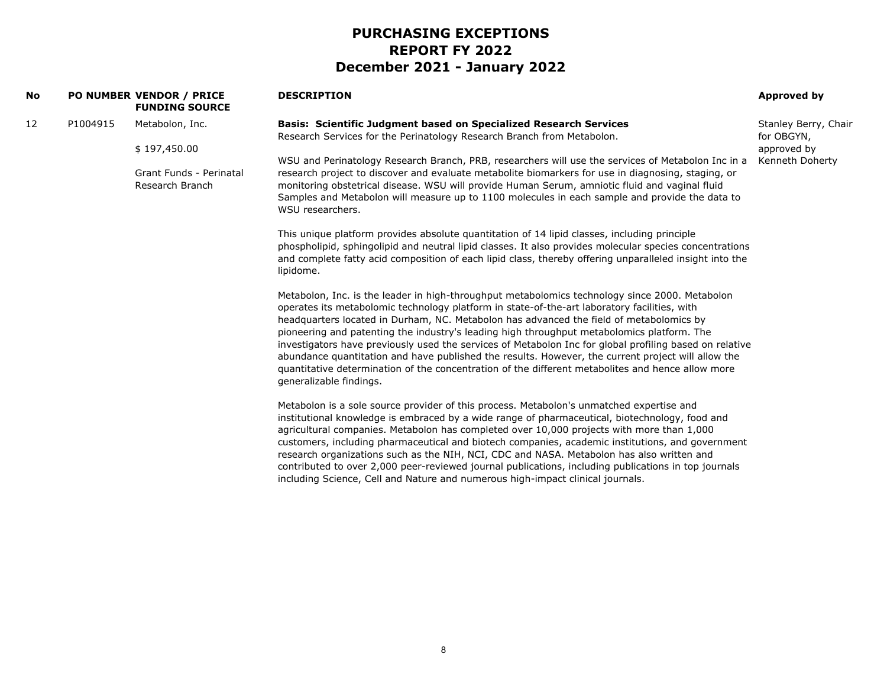# PURCHASING EXCEPTIONS
## REPORT FY 2022
## December 2021 - January 2022

| No | PO NUMBER | VENDOR / PRICE FUNDING SOURCE | DESCRIPTION | Approved by |
|---|---|---|---|---|
| 12 | P1004915 | Metabolon, Inc.<br><br>$ 197,450.00<br><br>Grant Funds - Perinatal Research Branch | **Basis: Scientific Judgment based on Specialized Research Services**<br>Research Services for the Perinatology Research Branch from Metabolon.<br><br>WSU and Perinatology Research Branch, PRB, researchers will use the services of Metabolon Inc in a research project to discover and evaluate metabolite biomarkers for use in diagnosing, staging, or monitoring obstetrical disease. WSU will provide Human Serum, amniotic fluid and vaginal fluid Samples and Metabolon will measure up to 1100 molecules in each sample and provide the data to WSU researchers.<br><br>This unique platform provides absolute quantitation of 14 lipid classes, including principle phospholipid, sphingolipid and neutral lipid classes. It also provides molecular species concentrations and complete fatty acid composition of each lipid class, thereby offering unparalleled insight into the lipidome.<br><br>Metabolon, Inc. is the leader in high-throughput metabolomics technology since 2000. Metabolon operates its metabolomic technology platform in state-of-the-art laboratory facilities, with headquarters located in Durham, NC. Metabolon has advanced the field of metabolomics by pioneering and patenting the industry's leading high throughput metabolomics platform. The investigators have previously used the services of Metabolon Inc for global profiling based on relative abundance quantitation and have published the results. However, the current project will allow the quantitative determination of the concentration of the different metabolites and hence allow more generalizable findings.<br><br>Metabolon is a sole source provider of this process. Metabolon's unmatched expertise and institutional knowledge is embraced by a wide range of pharmaceutical, biotechnology, food and agricultural companies. Metabolon has completed over 10,000 projects with more than 1,000 customers, including pharmaceutical and biotech companies, academic institutions, and government research organizations such as the NIH, NCI, CDC and NASA. Metabolon has also written and contributed to over 2,000 peer-reviewed journal publications, including publications in top journals including Science, Cell and Nature and numerous high-impact clinical journals. | Stanley Berry, Chair for OBGYN, approved by Kenneth Doherty |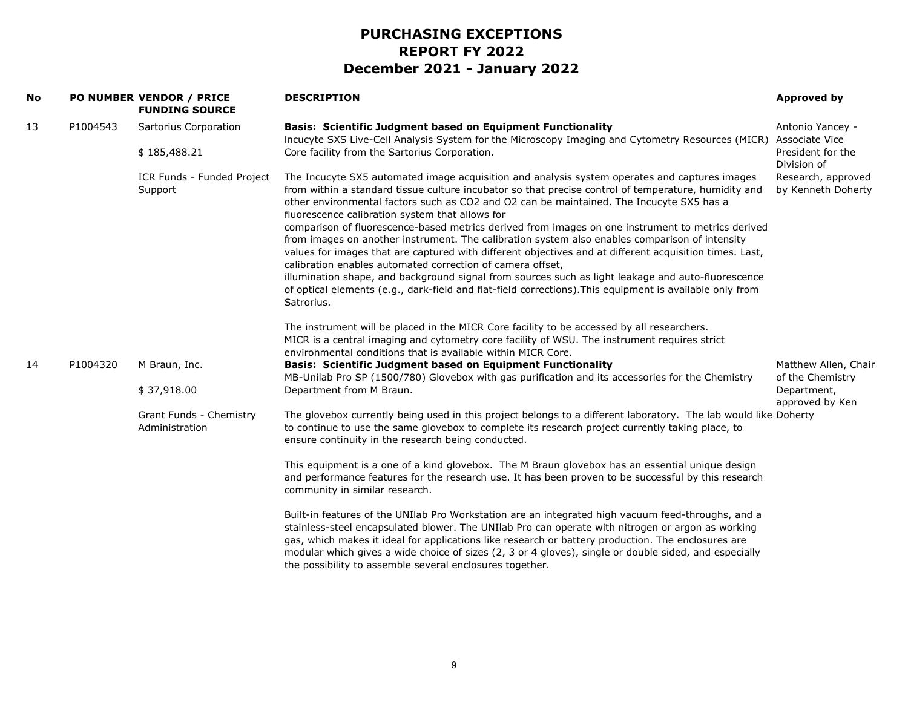# PURCHASING EXCEPTIONS
# REPORT FY 2022
# December 2021 - January 2022

| No | PO NUMBER | VENDOR / PRICE FUNDING SOURCE | DESCRIPTION | Approved by |
|---|---|---|---|---|
| 13 | P1004543 | Sartorius Corporation<br><br>$ 185,488.21<br><br>ICR Funds - Funded Project Support | **Basis: Scientific Judgment based on Equipment Functionality**<br>lncucyte SXS Live-Cell Analysis System for the Microscopy Imaging and Cytometry Resources (MICR) Core facility from the Sartorius Corporation.<br><br>The Incucyte SX5 automated image acquisition and analysis system operates and captures images from within a standard tissue culture incubator so that precise control of temperature, humidity and other environmental factors such as CO2 and O2 can be maintained. The Incucyte SX5 has a fluorescence calibration system that allows for comparison of fluorescence-based metrics derived from images on one instrument to metrics derived from images on another instrument. The calibration system also enables comparison of intensity values for images that are captured with different objectives and at different acquisition times. Last, calibration enables automated correction of camera offset, illumination shape, and background signal from sources such as light leakage and auto-fluorescence of optical elements (e.g., dark-field and flat-field corrections).This equipment is available only from Satrorius.<br><br>The instrument will be placed in the MICR Core facility to be accessed by all researchers. MICR is a central imaging and cytometry core facility of WSU. The instrument requires strict environmental conditions that is available within MICR Core. | Antonio Yancey - Associate Vice President for the Division of Research, approved by Kenneth Doherty |
| 14 | P1004320 | M Braun, Inc.<br><br>$ 37,918.00<br><br>Grant Funds - Chemistry Administration | **Basis: Scientific Judgment based on Equipment Functionality**<br>MB-Unilab Pro SP (1500/780) Glovebox with gas purification and its accessories for the Chemistry Department from M Braun.<br><br>The glovebox currently being used in this project belongs to a different laboratory. The lab would like to continue to use the same glovebox to complete its research project currently taking place, to ensure continuity in the research being conducted.<br><br>This equipment is a one of a kind glovebox. The M Braun glovebox has an essential unique design and performance features for the research use. It has been proven to be successful by this research community in similar research.<br><br>Built-in features of the UNIlab Pro Workstation are an integrated high vacuum feed-throughs, and a stainless-steel encapsulated blower. The UNIlab Pro can operate with nitrogen or argon as working gas, which makes it ideal for applications like research or battery production. The enclosures are modular which gives a wide choice of sizes (2, 3 or 4 gloves), single or double sided, and especially the possibility to assemble several enclosures together. | Matthew Allen, Chair of the Chemistry Department, approved by Ken Doherty |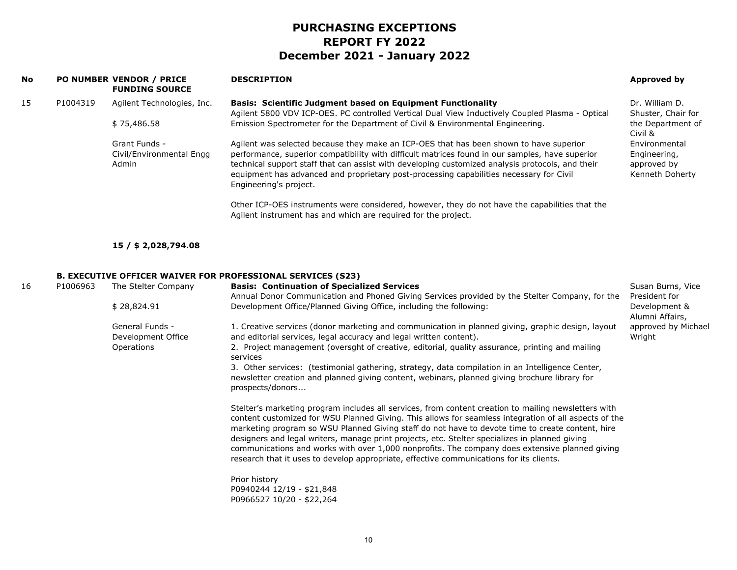# PURCHASING EXCEPTIONS
# REPORT FY 2022
# December 2021 - January 2022

| No | PO NUMBER | VENDOR / PRICE FUNDING SOURCE | DESCRIPTION | Approved by |
|---|---|---|---|---|
| 15 | P1004319 | Agilent Technologies, Inc.<br><br>$ 75,486.58<br><br>Grant Funds - Civil/Environmental Engg Admin | **Basis: Scientific Judgment based on Equipment Functionality**<br>Agilent 5800 VDV ICP-OES. PC controlled Vertical Dual View Inductively Coupled Plasma - Optical Emission Spectrometer for the Department of Civil & Environmental Engineering.<br><br>Agilent was selected because they make an ICP-OES that has been shown to have superior performance, superior compatibility with difficult matrices found in our samples, have superior technical support staff that can assist with developing customized analysis protocols, and their equipment has advanced and proprietary post-processing capabilities necessary for Civil Engineering's project.<br><br>Other ICP-OES instruments were considered, however, they do not have the capabilities that the Agilent instrument has and which are required for the project. | Dr. William D. Shuster, Chair for the Department of Civil & Environmental Engineering, approved by Kenneth Doherty |
| | | **15 / $ 2,028,794.08** | | |
| | | **B. EXECUTIVE OFFICER WAIVER FOR PROFESSIONAL SERVICES (S23)** | | |
| 16 | P1006963 | The Stelter Company<br><br>$ 28,824.91<br><br>General Funds - Development Office Operations | **Basis: Continuation of Specialized Services**<br>Annual Donor Communication and Phoned Giving Services provided by the Stelter Company, for the Development Office/Planned Giving Office, including the following:<br><br>1. Creative services (donor marketing and communication in planned giving, graphic design, layout and editorial services, legal accuracy and legal written content).<br>2. Project management (oversght of creative, editorial, quality assurance, printing and mailing services<br>3. Other services: (testimonial gathering, strategy, data compilation in an Intelligence Center, newsletter creation and planned giving content, webinars, planned giving brochure library for prospects/donors...<br><br>Stelter's marketing program includes all services, from content creation to mailing newsletters with content customized for WSU Planned Giving. This allows for seamless integration of all aspects of the marketing program so WSU Planned Giving staff do not have to devote time to create content, hire designers and legal writers, manage print projects, etc. Stelter specializes in planned giving communications and works with over 1,000 nonprofits. The company does extensive planned giving research that it uses to develop appropriate, effective communications for its clients.<br><br>Prior history<br>P0940244 12/19 - $21,848<br>P0966527 10/20 - $22,264 | Susan Burns, Vice President for Development & Alumni Affairs, approved by Michael Wright |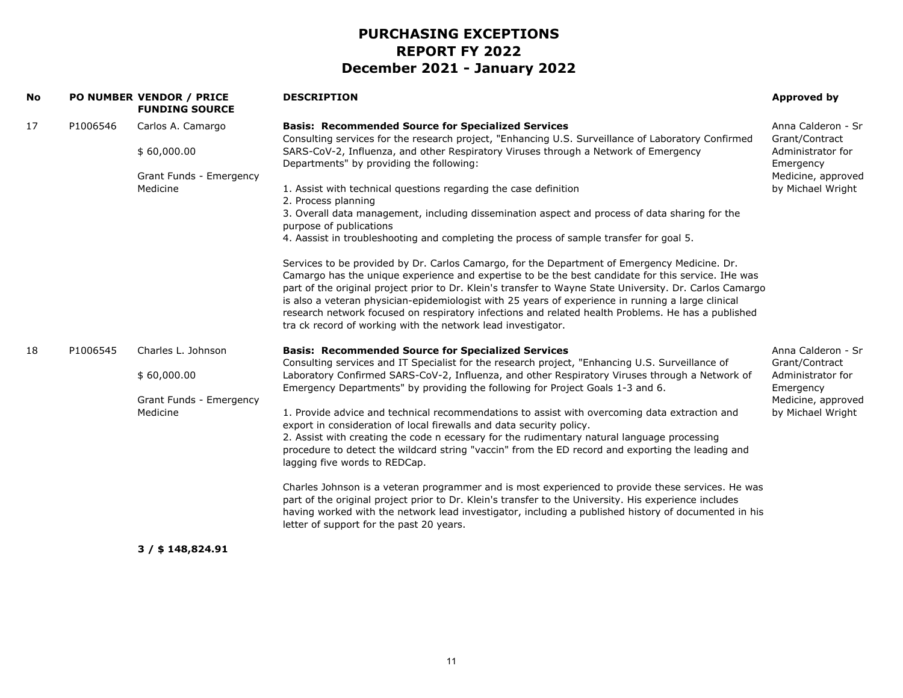# PURCHASING EXCEPTIONS
# REPORT FY 2022
# December 2021 - January 2022

| No | PO NUMBER | VENDOR / PRICE FUNDING SOURCE | DESCRIPTION | Approved by |
|---|---|---|---|---|
| 17 | P1006546 | Carlos A. Camargo<br><br>$ 60,000.00<br><br>Grant Funds - Emergency Medicine | **Basis: Recommended Source for Specialized Services**<br>Consulting services for the research project, "Enhancing U.S. Surveillance of Laboratory Confirmed SARS-CoV-2, Influenza, and other Respiratory Viruses through a Network of Emergency Departments" by providing the following:<br><br>1. Assist with technical questions regarding the case definition<br>2. Process planning<br>3. Overall data management, including dissemination aspect and process of data sharing for the purpose of publications<br>4. Aassist in troubleshooting and completing the process of sample transfer for goal 5.<br><br>Services to be provided by Dr. Carlos Camargo, for the Department of Emergency Medicine. Dr. Camargo has the unique experience and expertise to be the best candidate for this service. IHe was part of the original project prior to Dr. Klein's transfer to Wayne State University. Dr. Carlos Camargo is also a veteran physician-epidemiologist with 25 years of experience in running a large clinical research network focused on respiratory infections and related health Problems. He has a published tra ck record of working with the network lead investigator. | Anna Calderon - Sr Grant/Contract Administrator for Emergency Medicine, approved by Michael Wright |
| 18 | P1006545 | Charles L. Johnson<br><br>$ 60,000.00<br><br>Grant Funds - Emergency Medicine | **Basis: Recommended Source for Specialized Services**<br>Consulting services and IT Specialist for the research project, "Enhancing U.S. Surveillance of Laboratory Confirmed SARS-CoV-2, Influenza, and other Respiratory Viruses through a Network of Emergency Departments" by providing the following for Project Goals 1-3 and 6.<br><br>1. Provide advice and technical recommendations to assist with overcoming data extraction and export in consideration of local firewalls and data security policy.<br>2. Assist with creating the code n ecessary for the rudimentary natural language processing procedure to detect the wildcard string "vaccin" from the ED record and exporting the leading and lagging five words to REDCap.<br><br>Charles Johnson is a veteran programmer and is most experienced to provide these services. He was part of the original project prior to Dr. Klein's transfer to the University. His experience includes having worked with the network lead investigator, including a published history of documented in his letter of support for the past 20 years. | Anna Calderon - Sr Grant/Contract Administrator for Emergency Medicine, approved by Michael Wright |

**3 / $ 148,824.91**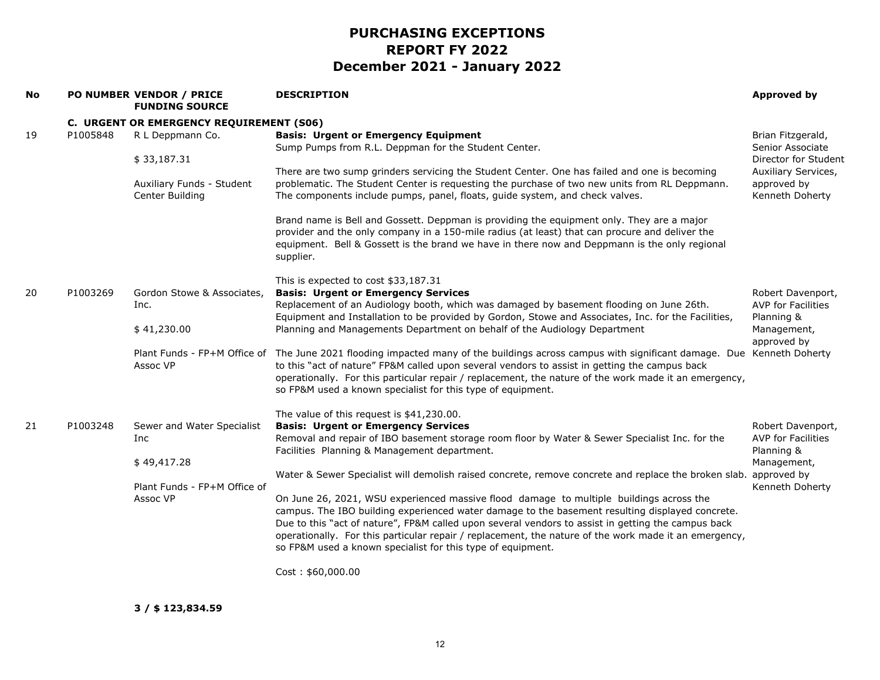# PURCHASING EXCEPTIONS
# REPORT FY 2022
# December 2021 - January 2022

| No | PO NUMBER | VENDOR / PRICE / FUNDING SOURCE | DESCRIPTION | Approved by |
|---|---|---|---|---|
| | **C. URGENT OR EMERGENCY REQUIREMENT (S06)** | | | |
| 19 | P1005848 | R L Deppmann Co.<br><br>$ 33,187.31<br><br>Auxiliary Funds - Student Center Building | **Basis: Urgent or Emergency Equipment**<br>Sump Pumps from R.L. Deppman for the Student Center.<br><br>There are two sump grinders servicing the Student Center. One has failed and one is becoming problematic. The Student Center is requesting the purchase of two new units from RL Deppmann. The components include pumps, panel, floats, guide system, and check valves.<br><br>Brand name is Bell and Gossett. Deppman is providing the equipment only. They are a major provider and the only company in a 150-mile radius (at least) that can procure and deliver the equipment. Bell & Gossett is the brand we have in there now and Deppmann is the only regional supplier.<br><br>This is expected to cost $33,187.31 | Brian Fitzgerald, Senior Associate Director for Student Auxiliary Services, approved by Kenneth Doherty |
| 20 | P1003269 | Gordon Stowe & Associates, Inc.<br><br>$ 41,230.00<br><br>Plant Funds - FP+M Office of Assoc VP | **Basis: Urgent or Emergency Services**<br>Replacement of an Audiology booth, which was damaged by basement flooding on June 26th. Equipment and Installation to be provided by Gordon, Stowe and Associates, Inc. for the Facilities, Planning and Managements Department on behalf of the Audiology Department<br><br>The June 2021 flooding impacted many of the buildings across campus with significant damage. Due to this "act of nature" FP&M called upon several vendors to assist in getting the campus back operationally. For this particular repair / replacement, the nature of the work made it an emergency, so FP&M used a known specialist for this type of equipment.<br><br>The value of this request is $41,230.00. | Robert Davenport, AVP for Facilities Planning & Management, approved by Kenneth Doherty |
| 21 | P1003248 | Sewer and Water Specialist Inc<br><br>$ 49,417.28<br><br>Plant Funds - FP+M Office of Assoc VP | **Basis: Urgent or Emergency Services**<br>Removal and repair of IBO basement storage room floor by Water & Sewer Specialist Inc. for the Facilities Planning & Management department.<br><br>Water & Sewer Specialist will demolish raised concrete, remove concrete and replace the broken slab.<br><br>On June 26, 2021, WSU experienced massive flood damage to multiple buildings across the campus. The IBO building experienced water damage to the basement resulting displayed concrete. Due to this "act of nature", FP&M called upon several vendors to assist in getting the campus back operationally. For this particular repair / replacement, the nature of the work made it an emergency, so FP&M used a known specialist for this type of equipment.<br><br>Cost : $60,000.00 | Robert Davenport, AVP for Facilities Planning & Management, approved by Kenneth Doherty |

**3 / $ 123,834.59**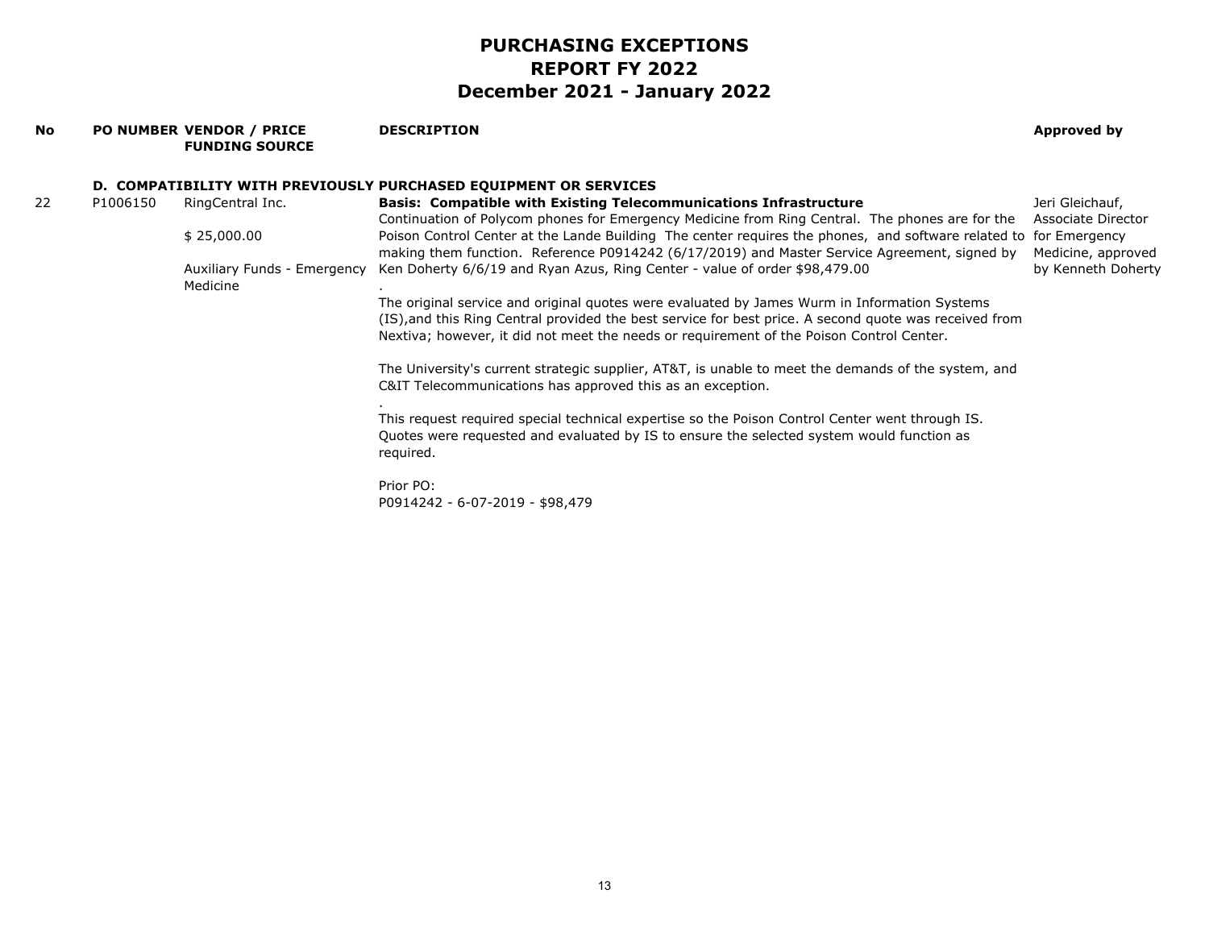# PURCHASING EXCEPTIONS
# REPORT FY 2022
# December 2021 - January 2022

| No | PO NUMBER | VENDOR / PRICE FUNDING SOURCE | DESCRIPTION | Approved by |
|---|---|---|---|---|
| | | | **D. COMPATIBILITY WITH PREVIOUSLY PURCHASED EQUIPMENT OR SERVICES** | |
| 22 | P1006150 | RingCentral Inc.<br><br>$ 25,000.00<br><br>Auxiliary Funds - Emergency Medicine | **Basis: Compatible with Existing Telecommunications Infrastructure**<br>Continuation of Polycom phones for Emergency Medicine from Ring Central. The phones are for the Poison Control Center at the Lande Building The center requires the phones, and software related to making them function. Reference P0914242 (6/17/2019) and Master Service Agreement, signed by Ken Doherty 6/6/19 and Ryan Azus, Ring Center - value of order $98,479.00<br>.<br>The original service and original quotes were evaluated by James Wurm in Information Systems (IS),and this Ring Central provided the best service for best price. A second quote was received from Nextiva; however, it did not meet the needs or requirement of the Poison Control Center.<br><br>The University's current strategic supplier, AT&T, is unable to meet the demands of the system, and C&IT Telecommunications has approved this as an exception.<br>.<br>This request required special technical expertise so the Poison Control Center went through IS. Quotes were requested and evaluated by IS to ensure the selected system would function as required.<br><br>Prior PO:<br>P0914242 - 6-07-2019 - $98,479 | Jeri Gleichauf, Associate Director for Emergency Medicine, approved by Kenneth Doherty |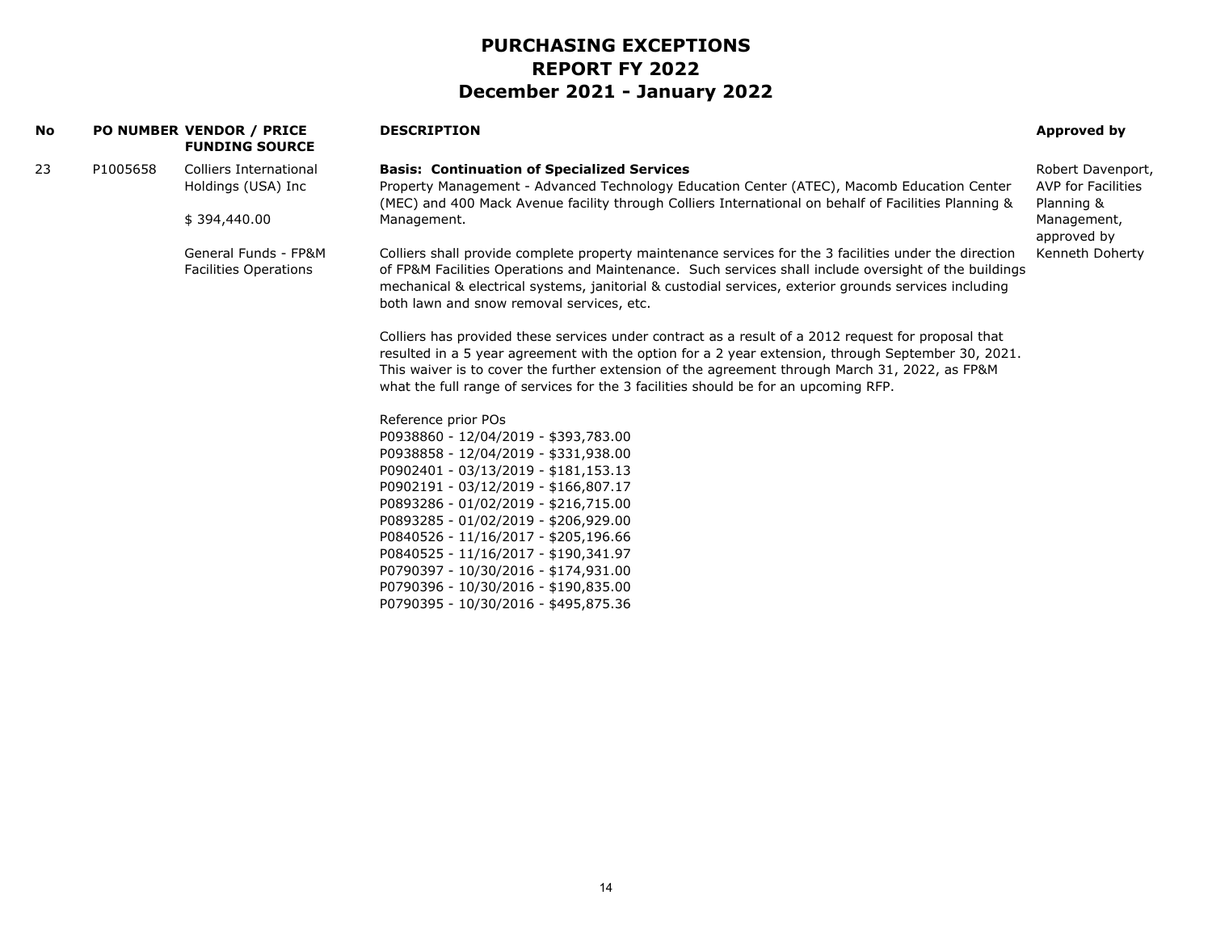# PURCHASING EXCEPTIONS
# REPORT FY 2022
# December 2021 - January 2022

| No | PO NUMBER | VENDOR / PRICE FUNDING SOURCE | DESCRIPTION | Approved by |
|---|---|---|---|---|
| 23 | P1005658 | Colliers International Holdings (USA) Inc<br><br>$ 394,440.00<br><br>General Funds - FP&M Facilities Operations | **Basis: Continuation of Specialized Services**<br>Property Management - Advanced Technology Education Center (ATEC), Macomb Education Center (MEC) and 400 Mack Avenue facility through Colliers International on behalf of Facilities Planning & Management.<br><br>Colliers shall provide complete property maintenance services for the 3 facilities under the direction of FP&M Facilities Operations and Maintenance. Such services shall include oversight of the buildings mechanical & electrical systems, janitorial & custodial services, exterior grounds services including both lawn and snow removal services, etc.<br><br>Colliers has provided these services under contract as a result of a 2012 request for proposal that resulted in a 5 year agreement with the option for a 2 year extension, through September 30, 2021. This waiver is to cover the further extension of the agreement through March 31, 2022, as FP&M what the full range of services for the 3 facilities should be for an upcoming RFP.<br><br>Reference prior POs<br>P0938860 - 12/04/2019 - $393,783.00<br>P0938858 - 12/04/2019 - $331,938.00<br>P0902401 - 03/13/2019 - $181,153.13<br>P0902191 - 03/12/2019 - $166,807.17<br>P0893286 - 01/02/2019 - $216,715.00<br>P0893285 - 01/02/2019 - $206,929.00<br>P0840526 - 11/16/2017 - $205,196.66<br>P0840525 - 11/16/2017 - $190,341.97<br>P0790397 - 10/30/2016 - $174,931.00<br>P0790396 - 10/30/2016 - $190,835.00<br>P0790395 - 10/30/2016 - $495,875.36 | Robert Davenport, AVP for Facilities Planning & Management, approved by Kenneth Doherty |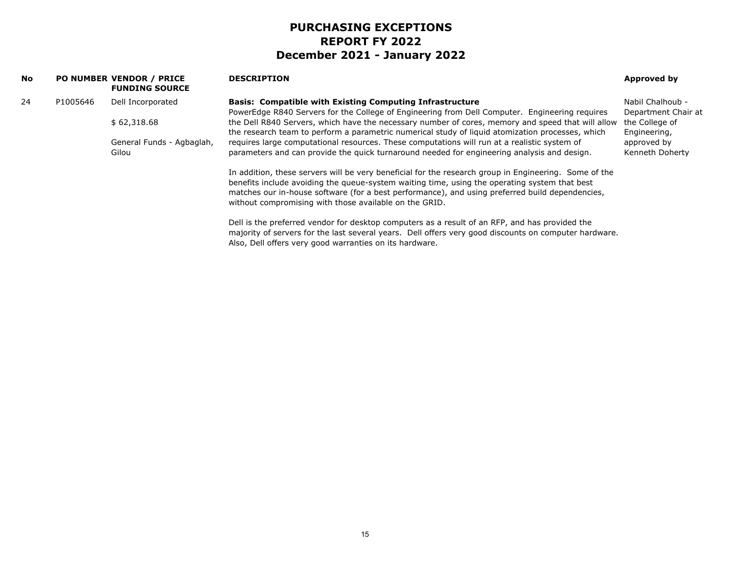# PURCHASING EXCEPTIONS
# REPORT FY 2022
# December 2021 - January 2022

| No | PO NUMBER | VENDOR / PRICE FUNDING SOURCE | DESCRIPTION | Approved by |
|---|---|---|---|---|
| 24 | P1005646 | Dell Incorporated<br><br>$ 62,318.68<br><br>General Funds - Agbaglah, Gilou | **Basis: Compatible with Existing Computing Infrastructure**<br>PowerEdge R840 Servers for the College of Engineering from Dell Computer. Engineering requires the Dell R840 Servers, which have the necessary number of cores, memory and speed that will allow the research team to perform a parametric numerical study of liquid atomization processes, which requires large computational resources. These computations will run at a realistic system of parameters and can provide the quick turnaround needed for engineering analysis and design.<br><br>In addition, these servers will be very beneficial for the research group in Engineering. Some of the benefits include avoiding the queue-system waiting time, using the operating system that best matches our in-house software (for a best performance), and using preferred build dependencies, without compromising with those available on the GRID.<br><br>Dell is the preferred vendor for desktop computers as a result of an RFP, and has provided the majority of servers for the last several years. Dell offers very good discounts on computer hardware. Also, Dell offers very good warranties on its hardware. | Nabil Chalhoub - Department Chair at the College of Engineering, approved by Kenneth Doherty |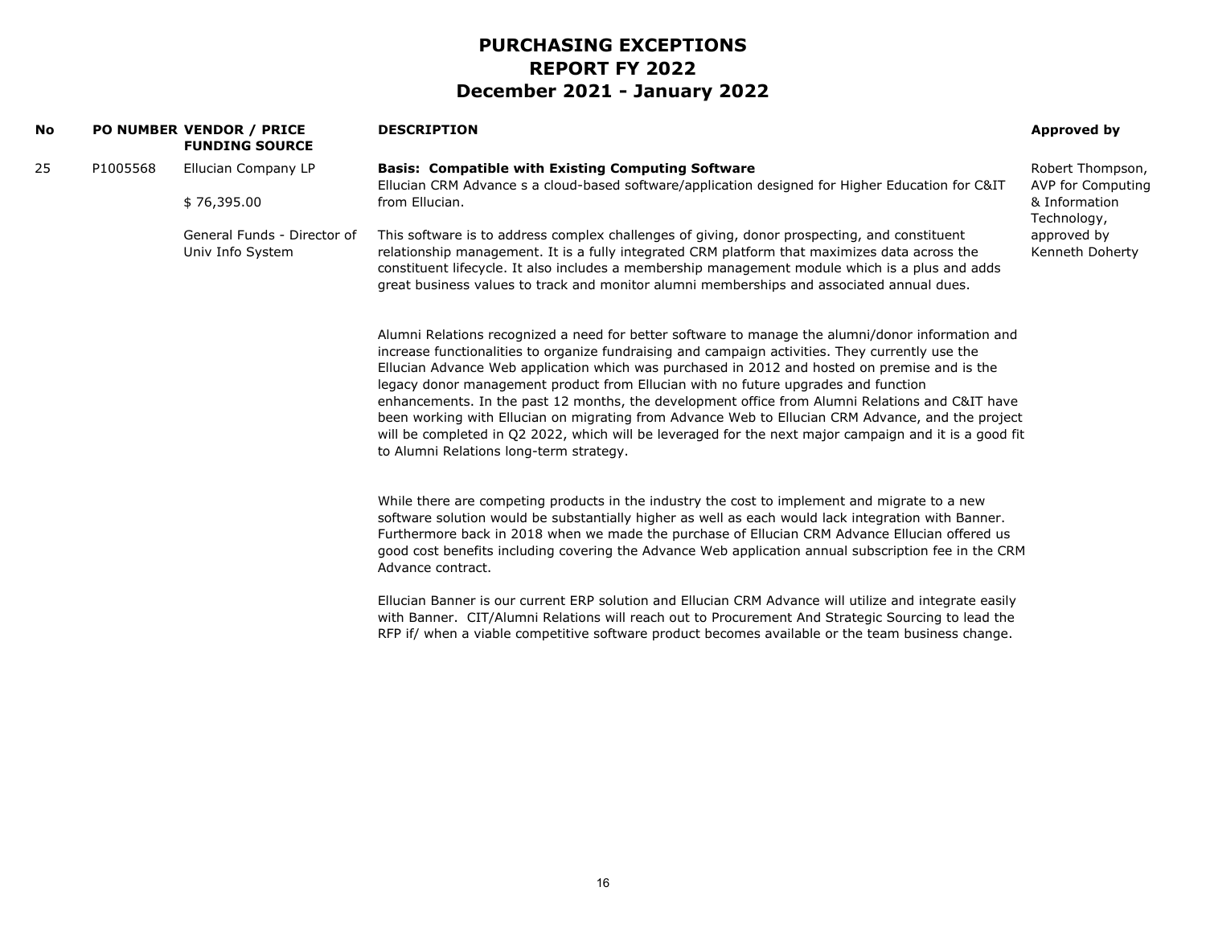# PURCHASING EXCEPTIONS
# REPORT FY 2022
# December 2021 - January 2022

| No | PO NUMBER | VENDOR / PRICE FUNDING SOURCE | DESCRIPTION | Approved by |
|---|---|---|---|---|
| 25 | P1005568 | Ellucian Company LP<br><br>$ 76,395.00<br><br>General Funds - Director of Univ Info System | **Basis: Compatible with Existing Computing Software**<br>Ellucian CRM Advance s a cloud-based software/application designed for Higher Education for C&IT from Ellucian.<br><br>This software is to address complex challenges of giving, donor prospecting, and constituent relationship management. It is a fully integrated CRM platform that maximizes data across the constituent lifecycle. It also includes a membership management module which is a plus and adds great business values to track and monitor alumni memberships and associated annual dues.<br><br>Alumni Relations recognized a need for better software to manage the alumni/donor information and increase functionalities to organize fundraising and campaign activities. They currently use the Ellucian Advance Web application which was purchased in 2012 and hosted on premise and is the legacy donor management product from Ellucian with no future upgrades and function enhancements. In the past 12 months, the development office from Alumni Relations and C&IT have been working with Ellucian on migrating from Advance Web to Ellucian CRM Advance, and the project will be completed in Q2 2022, which will be leveraged for the next major campaign and it is a good fit to Alumni Relations long-term strategy.<br><br>While there are competing products in the industry the cost to implement and migrate to a new software solution would be substantially higher as well as each would lack integration with Banner. Furthermore back in 2018 when we made the purchase of Ellucian CRM Advance Ellucian offered us good cost benefits including covering the Advance Web application annual subscription fee in the CRM Advance contract.<br><br>Ellucian Banner is our current ERP solution and Ellucian CRM Advance will utilize and integrate easily with Banner. CIT/Alumni Relations will reach out to Procurement And Strategic Sourcing to lead the RFP if/ when a viable competitive software product becomes available or the team business change. | Robert Thompson, AVP for Computing & Information Technology, approved by Kenneth Doherty |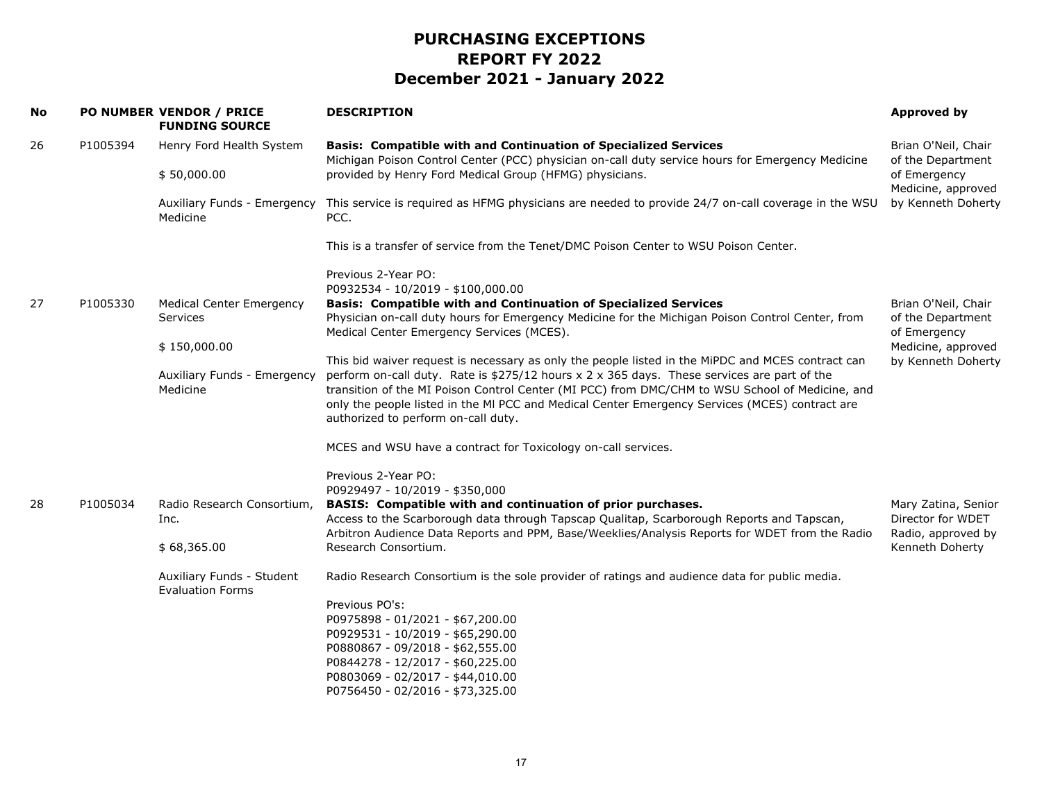# PURCHASING EXCEPTIONS
## REPORT FY 2022
## December 2021 - January 2022

| No | PO NUMBER | VENDOR / PRICE<br>FUNDING SOURCE | DESCRIPTION | Approved by |
|---|---|---|---|---|
| 26 | P1005394 | Henry Ford Health System<br><br>$ 50,000.00<br><br>Auxiliary Funds - Emergency Medicine | **Basis: Compatible with and Continuation of Specialized Services**<br>Michigan Poison Control Center (PCC) physician on-call duty service hours for Emergency Medicine provided by Henry Ford Medical Group (HFMG) physicians.<br><br>This service is required as HFMG physicians are needed to provide 24/7 on-call coverage in the WSU PCC.<br><br>This is a transfer of service from the Tenet/DMC Poison Center to WSU Poison Center.<br><br>Previous 2-Year PO:<br>P0932534 - 10/2019 - $100,000.00 | Brian O'Neil, Chair of the Department of Emergency Medicine, approved by Kenneth Doherty |
| 27 | P1005330 | Medical Center Emergency Services<br><br>$ 150,000.00<br><br>Auxiliary Funds - Emergency Medicine | **Basis: Compatible with and Continuation of Specialized Services**<br>Physician on-call duty hours for Emergency Medicine for the Michigan Poison Control Center, from Medical Center Emergency Services (MCES).<br><br>This bid waiver request is necessary as only the people listed in the MiPDC and MCES contract can perform on-call duty. Rate is $275/12 hours x 2 x 365 days. These services are part of the transition of the MI Poison Control Center (MI PCC) from DMC/CHM to WSU School of Medicine, and only the people listed in the MI PCC and Medical Center Emergency Services (MCES) contract are authorized to perform on-call duty.<br><br>MCES and WSU have a contract for Toxicology on-call services.<br><br>Previous 2-Year PO:<br>P0929497 - 10/2019 - $350,000 | Brian O'Neil, Chair of the Department of Emergency Medicine, approved by Kenneth Doherty |
| 28 | P1005034 | Radio Research Consortium, Inc.<br><br>$ 68,365.00<br><br>Auxiliary Funds - Student Evaluation Forms | **BASIS: Compatible with and continuation of prior purchases.**<br>Access to the Scarborough data through Tapscap Qualitap, Scarborough Reports and Tapscan, Arbitron Audience Data Reports and PPM, Base/Weeklies/Analysis Reports for WDET from the Radio Research Consortium.<br><br>Radio Research Consortium is the sole provider of ratings and audience data for public media.<br><br>Previous PO's:<br>P0975898 - 01/2021 - $67,200.00<br>P0929531 - 10/2019 - $65,290.00<br>P0880867 - 09/2018 - $62,555.00<br>P0844278 - 12/2017 - $60,225.00<br>P0803069 - 02/2017 - $44,010.00<br>P0756450 - 02/2016 - $73,325.00 | Mary Zatina, Senior Director for WDET Radio, approved by Kenneth Doherty |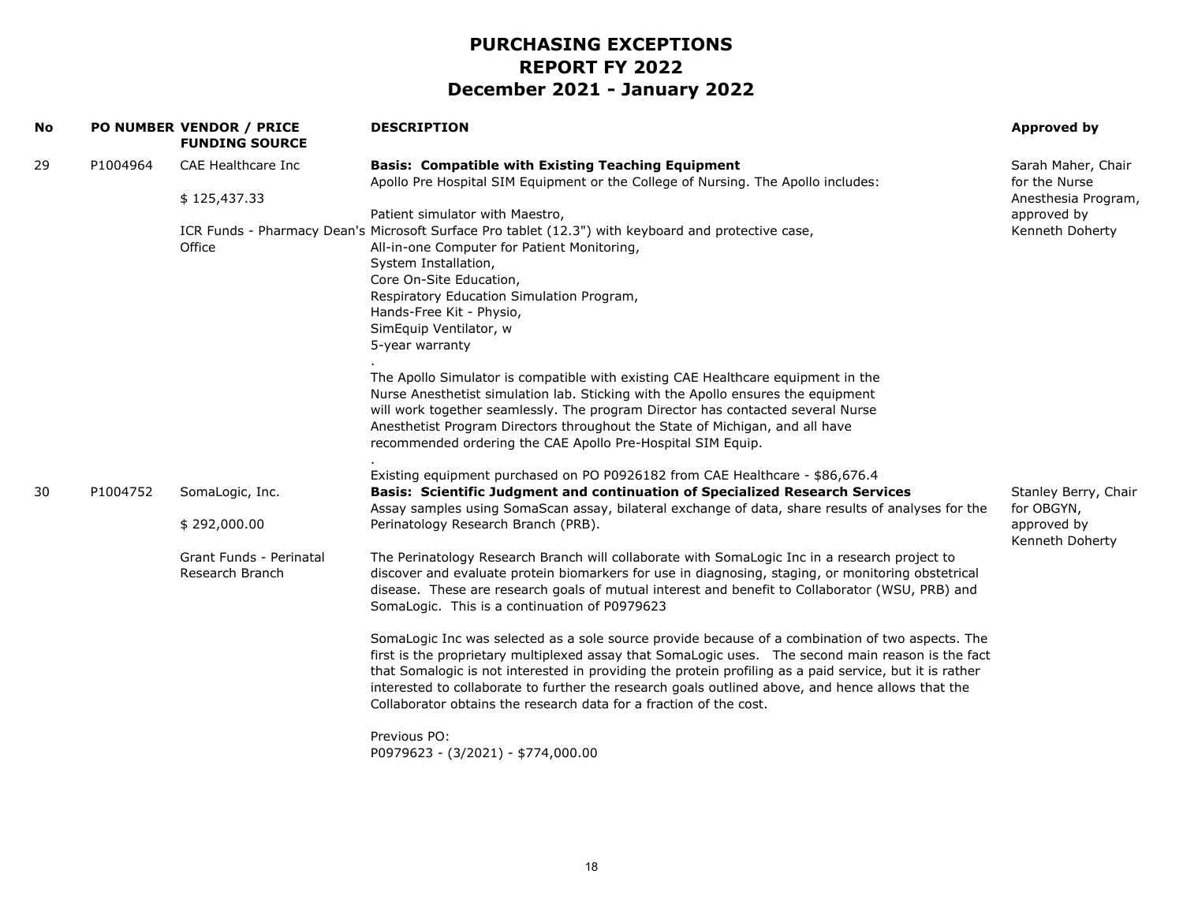# PURCHASING EXCEPTIONS
# REPORT FY 2022
# December 2021 - January 2022

| No | PO NUMBER | VENDOR / PRICE<br>FUNDING SOURCE | DESCRIPTION | Approved by |
|---|---|---|---|---|
| 29 | P1004964 | CAE Healthcare Inc<br><br>$ 125,437.33<br><br>ICR Funds - Pharmacy Dean's Office | **Basis: Compatible with Existing Teaching Equipment**<br>Apollo Pre Hospital SIM Equipment or the College of Nursing. The Apollo includes:<br><br>Patient simulator with Maestro,<br>Microsoft Surface Pro tablet (12.3") with keyboard and protective case,<br>All-in-one Computer for Patient Monitoring,<br>System Installation,<br>Core On-Site Education,<br>Respiratory Education Simulation Program,<br>Hands-Free Kit - Physio,<br>SimEquip Ventilator, w<br>5-year warranty<br>.<br>The Apollo Simulator is compatible with existing CAE Healthcare equipment in the Nurse Anesthetist simulation lab. Sticking with the Apollo ensures the equipment will work together seamlessly. The program Director has contacted several Nurse Anesthetist Program Directors throughout the State of Michigan, and all have recommended ordering the CAE Apollo Pre-Hospital SIM Equip.<br>.<br>Existing equipment purchased on PO P0926182 from CAE Healthcare - $86,676.4 | Sarah Maher, Chair for the Nurse Anesthesia Program, approved by Kenneth Doherty |
| 30 | P1004752 | SomaLogic, Inc.<br><br>$ 292,000.00<br><br>Grant Funds - Perinatal Research Branch | **Basis: Scientific Judgment and continuation of Specialized Research Services**<br>Assay samples using SomaScan assay, bilateral exchange of data, share results of analyses for the Perinatology Research Branch (PRB).<br><br>The Perinatology Research Branch will collaborate with SomaLogic Inc in a research project to discover and evaluate protein biomarkers for use in diagnosing, staging, or monitoring obstetrical disease. These are research goals of mutual interest and benefit to Collaborator (WSU, PRB) and SomaLogic. This is a continuation of P0979623<br><br>SomaLogic Inc was selected as a sole source provide because of a combination of two aspects. The first is the proprietary multiplexed assay that SomaLogic uses. The second main reason is the fact that Somalogic is not interested in providing the protein profiling as a paid service, but it is rather interested to collaborate to further the research goals outlined above, and hence allows that the Collaborator obtains the research data for a fraction of the cost.<br><br>Previous PO:<br>P0979623 - (3/2021) - $774,000.00 | Stanley Berry, Chair for OBGYN, approved by Kenneth Doherty |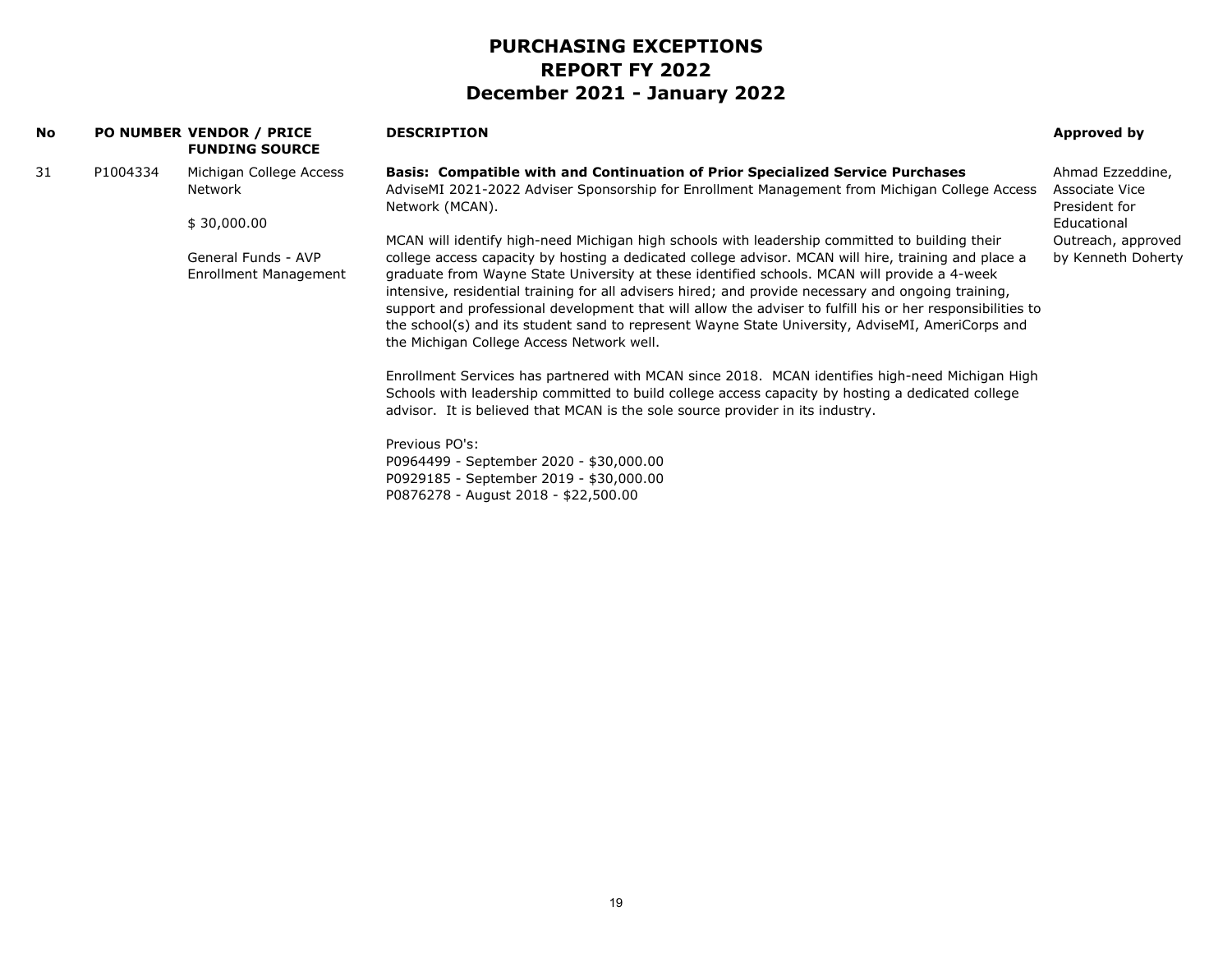# PURCHASING EXCEPTIONS
# REPORT FY 2022
# December 2021 - January 2022

| No | PO NUMBER | VENDOR / PRICE<br>FUNDING SOURCE | DESCRIPTION | Approved by |
|---|---|---|---|---|
| 31 | P1004334 | Michigan College Access Network<br><br>$ 30,000.00<br><br>General Funds - AVP Enrollment Management | **Basis: Compatible with and Continuation of Prior Specialized Service Purchases**<br>AdviseMI 2021-2022 Adviser Sponsorship for Enrollment Management from Michigan College Access Network (MCAN).<br><br>MCAN will identify high-need Michigan high schools with leadership committed to building their college access capacity by hosting a dedicated college advisor. MCAN will hire, training and place a graduate from Wayne State University at these identified schools. MCAN will provide a 4-week intensive, residential training for all advisers hired; and provide necessary and ongoing training, support and professional development that will allow the adviser to fulfill his or her responsibilities to the school(s) and its student sand to represent Wayne State University, AdviseMI, AmeriCorps and the Michigan College Access Network well.<br><br>Enrollment Services has partnered with MCAN since 2018. MCAN identifies high-need Michigan High Schools with leadership committed to build college access capacity by hosting a dedicated college advisor. It is believed that MCAN is the sole source provider in its industry.<br><br>Previous PO's:<br>P0964499 - September 2020 - $30,000.00<br>P0929185 - September 2019 - $30,000.00<br>P0876278 - August 2018 - $22,500.00 | Ahmad Ezzeddine, Associate Vice President for Educational Outreach, approved by Kenneth Doherty |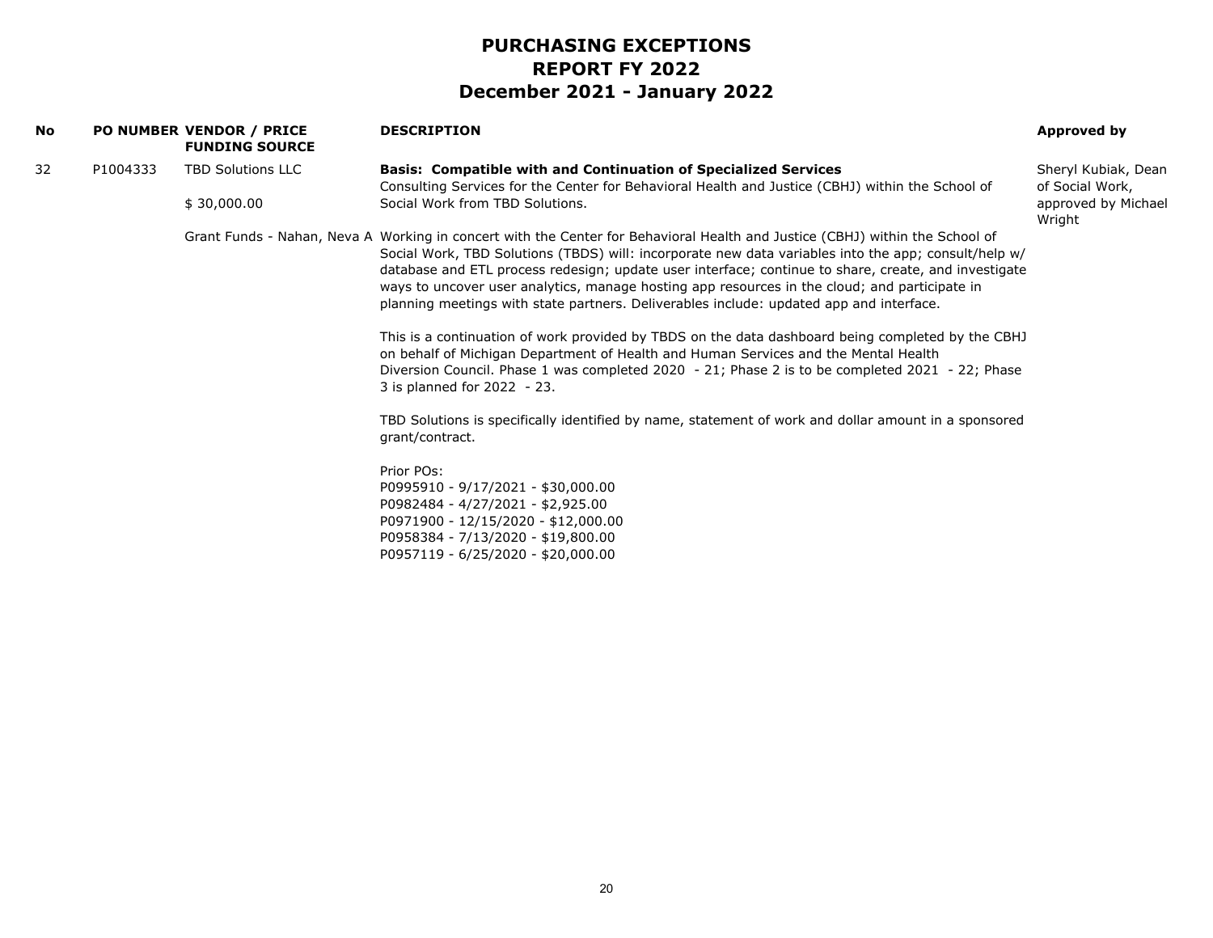# PURCHASING EXCEPTIONS
# REPORT FY 2022
# December 2021 - January 2022

| No | PO NUMBER | VENDOR / PRICE FUNDING SOURCE | DESCRIPTION | Approved by |
|---|---|---|---|---|
| 32 | P1004333 | TBD Solutions LLC<br><br>$ 30,000.00<br><br>Grant Funds - Nahan, Neva A | **Basis: Compatible with and Continuation of Specialized Services**<br>Consulting Services for the Center for Behavioral Health and Justice (CBHJ) within the School of Social Work from TBD Solutions.<br><br>Working in concert with the Center for Behavioral Health and Justice (CBHJ) within the School of Social Work, TBD Solutions (TBDS) will: incorporate new data variables into the app; consult/help w/ database and ETL process redesign; update user interface; continue to share, create, and investigate ways to uncover user analytics, manage hosting app resources in the cloud; and participate in planning meetings with state partners. Deliverables include: updated app and interface.<br><br>This is a continuation of work provided by TBDS on the data dashboard being completed by the CBHJ on behalf of Michigan Department of Health and Human Services and the Mental Health Diversion Council. Phase 1 was completed 2020 - 21; Phase 2 is to be completed 2021 - 22; Phase 3 is planned for 2022 - 23.<br><br>TBD Solutions is specifically identified by name, statement of work and dollar amount in a sponsored grant/contract.<br><br>Prior POs:<br>P0995910 - 9/17/2021 - $30,000.00<br>P0982484 - 4/27/2021 - $2,925.00<br>P0971900 - 12/15/2020 - $12,000.00<br>P0958384 - 7/13/2020 - $19,800.00<br>P0957119 - 6/25/2020 - $20,000.00 | Sheryl Kubiak, Dean of Social Work, approved by Michael Wright |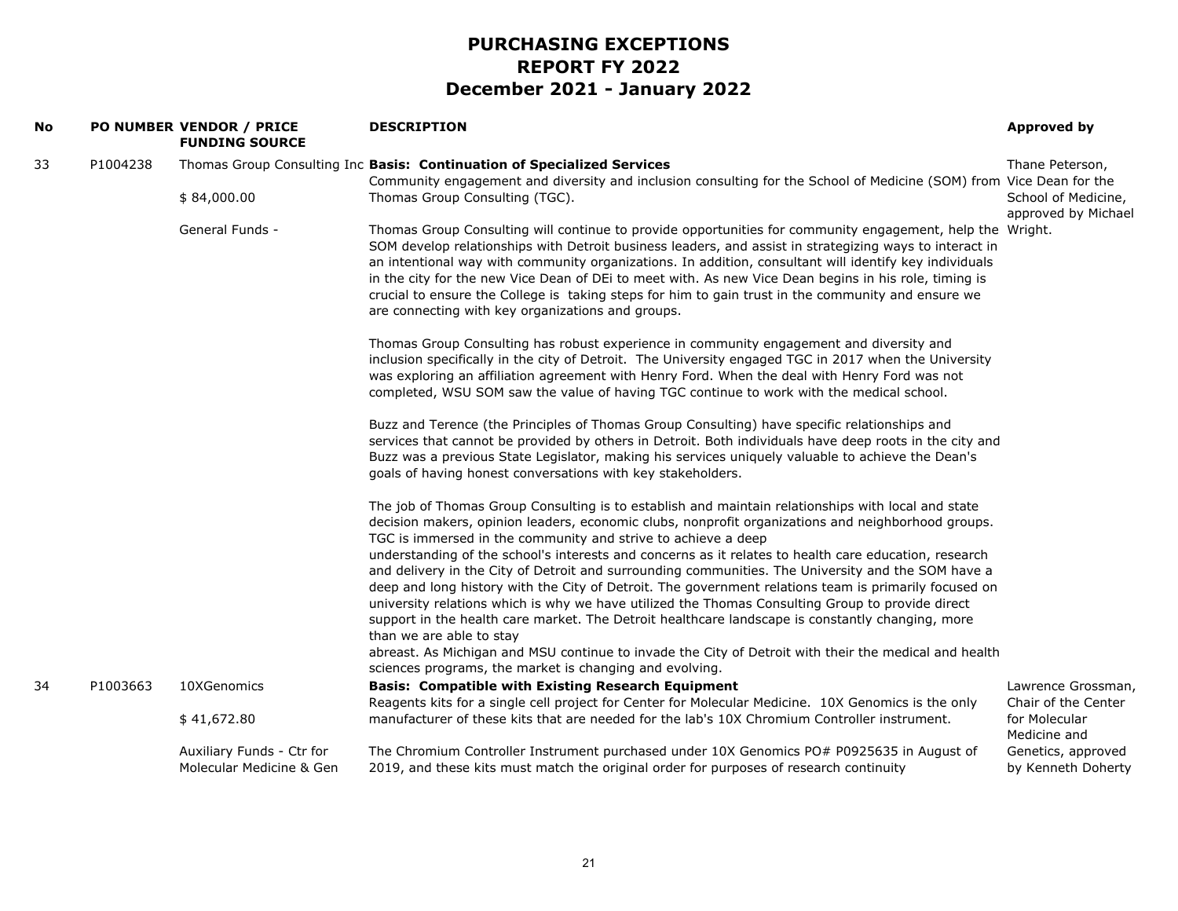# PURCHASING EXCEPTIONS
# REPORT FY 2022
# December 2021 - January 2022

| No | PO NUMBER | VENDOR / PRICE FUNDING SOURCE | DESCRIPTION | Approved by |
|---|---|---|---|---|
| 33 | P1004238 | Thomas Group Consulting Inc<br><br>$ 84,000.00<br><br>General Funds - | **Basis: Continuation of Specialized Services**<br>Community engagement and diversity and inclusion consulting for the School of Medicine (SOM) from Thomas Group Consulting (TGC).<br><br>Thomas Group Consulting will continue to provide opportunities for community engagement, help the SOM develop relationships with Detroit business leaders, and assist in strategizing ways to interact in an intentional way with community organizations. In addition, consultant will identify key individuals in the city for the new Vice Dean of DEi to meet with. As new Vice Dean begins in his role, timing is crucial to ensure the College is taking steps for him to gain trust in the community and ensure we are connecting with key organizations and groups.<br><br>Thomas Group Consulting has robust experience in community engagement and diversity and inclusion specifically in the city of Detroit. The University engaged TGC in 2017 when the University was exploring an affiliation agreement with Henry Ford. When the deal with Henry Ford was not completed, WSU SOM saw the value of having TGC continue to work with the medical school.<br><br>Buzz and Terence (the Principles of Thomas Group Consulting) have specific relationships and services that cannot be provided by others in Detroit. Both individuals have deep roots in the city and Buzz was a previous State Legislator, making his services uniquely valuable to achieve the Dean's goals of having honest conversations with key stakeholders.<br><br>The job of Thomas Group Consulting is to establish and maintain relationships with local and state decision makers, opinion leaders, economic clubs, nonprofit organizations and neighborhood groups. TGC is immersed in the community and strive to achieve a deep understanding of the school's interests and concerns as it relates to health care education, research and delivery in the City of Detroit and surrounding communities. The University and the SOM have a deep and long history with the City of Detroit. The government relations team is primarily focused on university relations which is why we have utilized the Thomas Consulting Group to provide direct support in the health care market. The Detroit healthcare landscape is constantly changing, more than we are able to stay abreast. As Michigan and MSU continue to invade the City of Detroit with their the medical and health sciences programs, the market is changing and evolving. | Thane Peterson, Vice Dean for the School of Medicine, approved by Michael Wright. |
| 34 | P1003663 | 10XGenomics<br><br>$ 41,672.80<br><br>Auxiliary Funds - Ctr for Molecular Medicine & Gen | **Basis: Compatible with Existing Research Equipment**<br>Reagents kits for a single cell project for Center for Molecular Medicine. 10X Genomics is the only manufacturer of these kits that are needed for the lab's 10X Chromium Controller instrument.<br><br>The Chromium Controller Instrument purchased under 10X Genomics PO# P0925635 in August of 2019, and these kits must match the original order for purposes of research continuity | Lawrence Grossman, Chair of the Center for Molecular Medicine and Genetics, approved by Kenneth Doherty |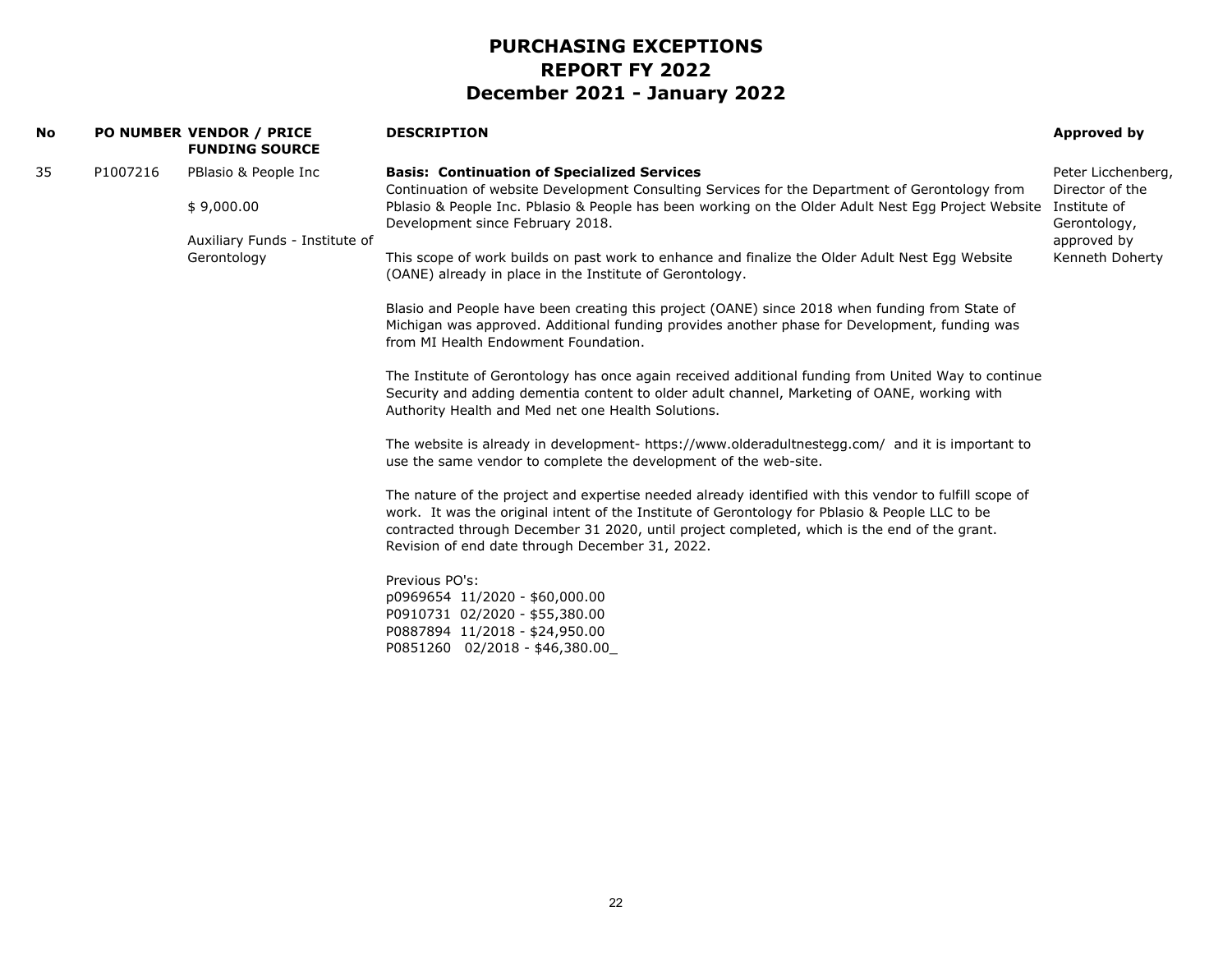# PURCHASING EXCEPTIONS
# REPORT FY 2022
# December 2021 - January 2022

| No | PO NUMBER | VENDOR / PRICE FUNDING SOURCE | DESCRIPTION | Approved by |
|---|---|---|---|---|
| 35 | P1007216 | PBlasio & People Inc<br><br>$ 9,000.00<br><br>Auxiliary Funds - Institute of Gerontology | **Basis: Continuation of Specialized Services**<br>Continuation of website Development Consulting Services for the Department of Gerontology from Pblasio & People Inc. Pblasio & People has been working on the Older Adult Nest Egg Project Website Development since February 2018.<br><br>This scope of work builds on past work to enhance and finalize the Older Adult Nest Egg Website (OANE) already in place in the Institute of Gerontology.<br><br>Blasio and People have been creating this project (OANE) since 2018 when funding from State of Michigan was approved. Additional funding provides another phase for Development, funding was from MI Health Endowment Foundation.<br><br>The Institute of Gerontology has once again received additional funding from United Way to continue Security and adding dementia content to older adult channel, Marketing of OANE, working with Authority Health and Med net one Health Solutions.<br><br>The website is already in development- https://www.olderadultnestegg.com/ and it is important to use the same vendor to complete the development of the web-site.<br><br>The nature of the project and expertise needed already identified with this vendor to fulfill scope of work. It was the original intent of the Institute of Gerontology for Pblasio & People LLC to be contracted through December 31 2020, until project completed, which is the end of the grant. Revision of end date through December 31, 2022.<br><br>Previous PO's:<br>p0969654 11/2020 - $60,000.00<br>P0910731 02/2020 - $55,380.00<br>P0887894 11/2018 - $24,950.00<br>P0851260 02/2018 - $46,380.00_ | Peter Licchenberg, Director of the Institute of Gerontology, approved by Kenneth Doherty |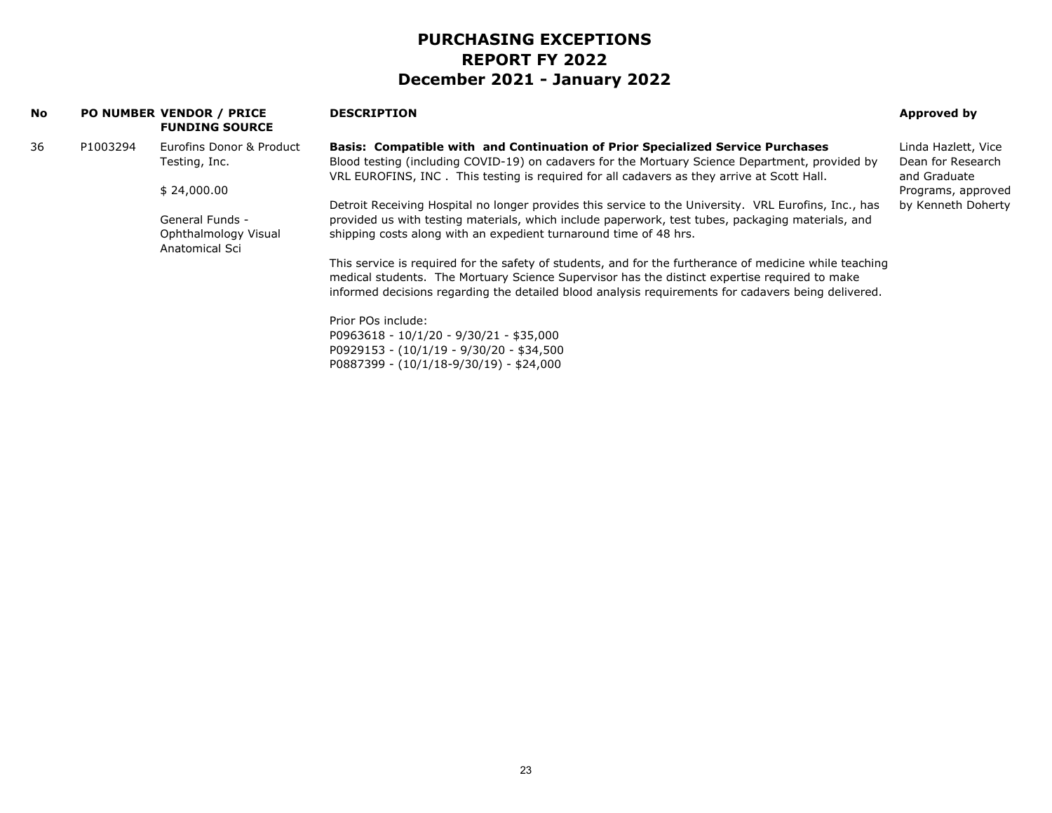# PURCHASING EXCEPTIONS
# REPORT FY 2022
# December 2021 - January 2022

| No | PO NUMBER | VENDOR / PRICE FUNDING SOURCE | DESCRIPTION | Approved by |
|---|---|---|---|---|
| 36 | P1003294 | Eurofins Donor & Product Testing, Inc.<br><br>$ 24,000.00<br><br>General Funds - Ophthalmology Visual Anatomical Sci | **Basis: Compatible with and Continuation of Prior Specialized Service Purchases**<br>Blood testing (including COVID-19) on cadavers for the Mortuary Science Department, provided by VRL EUROFINS, INC . This testing is required for all cadavers as they arrive at Scott Hall.<br><br>Detroit Receiving Hospital no longer provides this service to the University. VRL Eurofins, Inc., has provided us with testing materials, which include paperwork, test tubes, packaging materials, and shipping costs along with an expedient turnaround time of 48 hrs.<br><br>This service is required for the safety of students, and for the furtherance of medicine while teaching medical students. The Mortuary Science Supervisor has the distinct expertise required to make informed decisions regarding the detailed blood analysis requirements for cadavers being delivered.<br><br>Prior POs include:<br>P0963618 - 10/1/20 - 9/30/21 - $35,000<br>P0929153 - (10/1/19 - 9/30/20 - $34,500<br>P0887399 - (10/1/18-9/30/19) - $24,000 | Linda Hazlett, Vice Dean for Research and Graduate Programs, approved by Kenneth Doherty |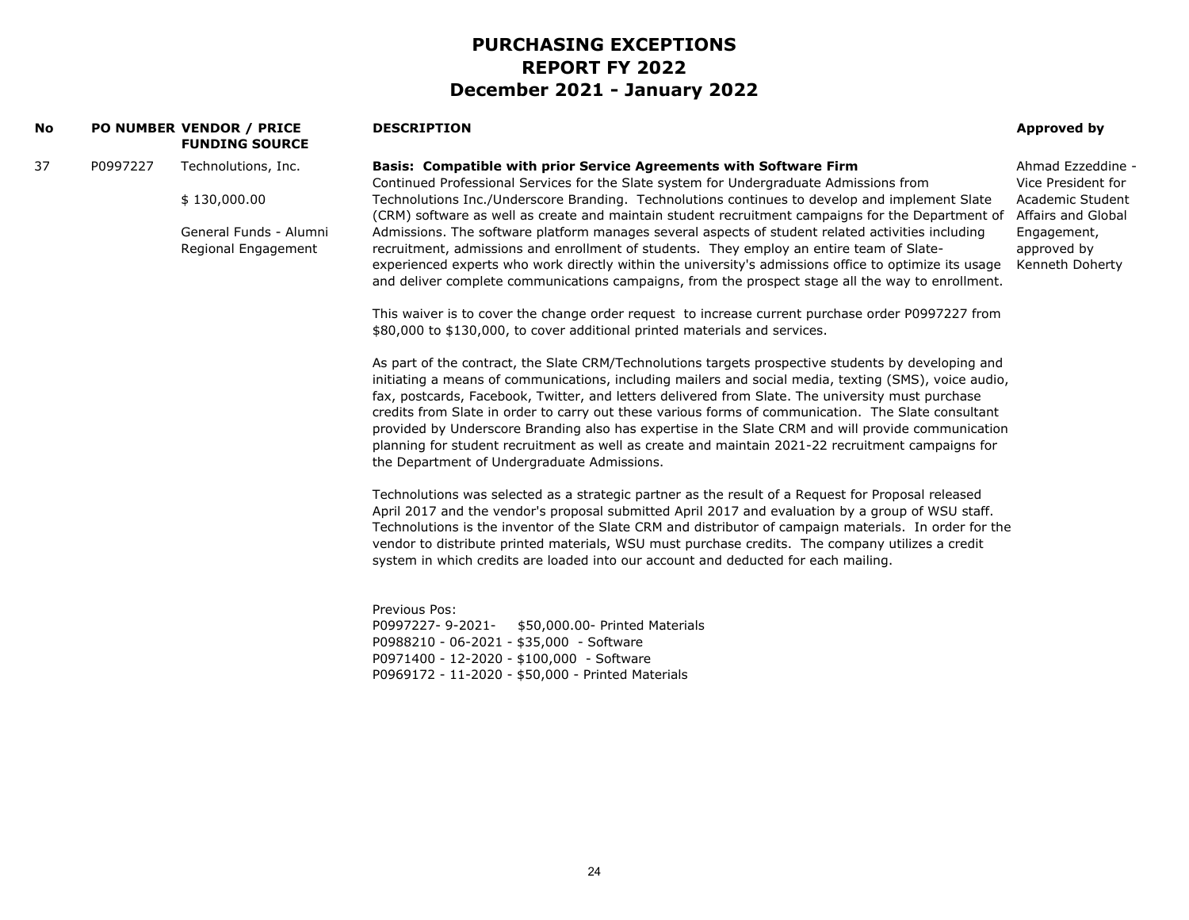# PURCHASING EXCEPTIONS
# REPORT FY 2022
# December 2021 - January 2022

| No | PO NUMBER | VENDOR / PRICE FUNDING SOURCE | DESCRIPTION | Approved by |
|---|---|---|---|---|
| 37 | P0997227 | Technolutions, Inc.<br><br>$ 130,000.00<br><br>General Funds - Alumni Regional Engagement | **Basis: Compatible with prior Service Agreements with Software Firm**<br>Continued Professional Services for the Slate system for Undergraduate Admissions from Technolutions Inc./Underscore Branding. Technolutions continues to develop and implement Slate (CRM) software as well as create and maintain student recruitment campaigns for the Department of Admissions. The software platform manages several aspects of student related activities including recruitment, admissions and enrollment of students. They employ an entire team of Slate-experienced experts who work directly within the university's admissions office to optimize its usage and deliver complete communications campaigns, from the prospect stage all the way to enrollment.<br><br>This waiver is to cover the change order request to increase current purchase order P0997227 from $80,000 to $130,000, to cover additional printed materials and services.<br><br>As part of the contract, the Slate CRM/Technolutions targets prospective students by developing and initiating a means of communications, including mailers and social media, texting (SMS), voice audio, fax, postcards, Facebook, Twitter, and letters delivered from Slate. The university must purchase credits from Slate in order to carry out these various forms of communication. The Slate consultant provided by Underscore Branding also has expertise in the Slate CRM and will provide communication planning for student recruitment as well as create and maintain 2021-22 recruitment campaigns for the Department of Undergraduate Admissions.<br><br>Technolutions was selected as a strategic partner as the result of a Request for Proposal released April 2017 and the vendor's proposal submitted April 2017 and evaluation by a group of WSU staff. Technolutions is the inventor of the Slate CRM and distributor of campaign materials. In order for the vendor to distribute printed materials, WSU must purchase credits. The company utilizes a credit system in which credits are loaded into our account and deducted for each mailing.<br><br>Previous Pos:<br>P0997227- 9-2021- $50,000.00- Printed Materials<br>P0988210 - 06-2021 - $35,000 - Software<br>P0971400 - 12-2020 - $100,000 - Software<br>P0969172 - 11-2020 - $50,000 - Printed Materials | Ahmad Ezzeddine - Vice President for Academic Student Affairs and Global Engagement, approved by Kenneth Doherty |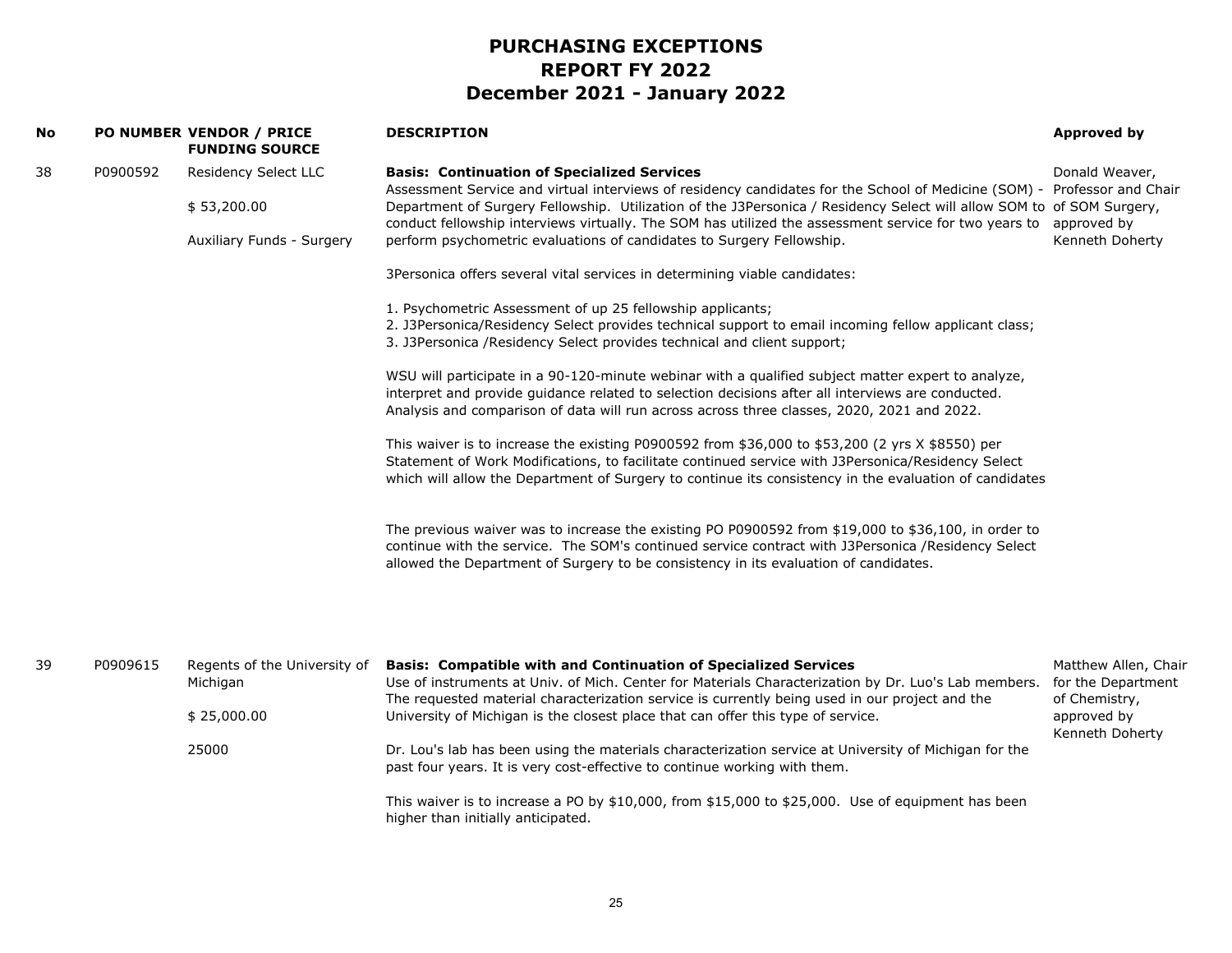# PURCHASING EXCEPTIONS
# REPORT FY 2022
# December 2021 - January 2022

| No | PO NUMBER | VENDOR / PRICE FUNDING SOURCE | DESCRIPTION | Approved by |
|---|---|---|---|---|
| 38 | P0900592 | Residency Select LLC<br><br>$ 53,200.00<br><br>Auxiliary Funds - Surgery | **Basis: Continuation of Specialized Services**<br>Assessment Service and virtual interviews of residency candidates for the School of Medicine (SOM) - Department of Surgery Fellowship. Utilization of the J3Personica / Residency Select will allow SOM to conduct fellowship interviews virtually. The SOM has utilized the assessment service for two years to perform psychometric evaluations of candidates to Surgery Fellowship.<br><br>3Personica offers several vital services in determining viable candidates:<br><br>1. Psychometric Assessment of up 25 fellowship applicants;<br>2. J3Personica/Residency Select provides technical support to email incoming fellow applicant class;<br>3. J3Personica /Residency Select provides technical and client support;<br><br>WSU will participate in a 90-120-minute webinar with a qualified subject matter expert to analyze, interpret and provide guidance related to selection decisions after all interviews are conducted. Analysis and comparison of data will run across across three classes, 2020, 2021 and 2022.<br><br>This waiver is to increase the existing P0900592 from $36,000 to $53,200 (2 yrs X $8550) per Statement of Work Modifications, to facilitate continued service with J3Personica/Residency Select which will allow the Department of Surgery to continue its consistency in the evaluation of candidates<br><br>The previous waiver was to increase the existing PO P0900592 from $19,000 to $36,100, in order to continue with the service. The SOM's continued service contract with J3Personica /Residency Select allowed the Department of Surgery to be consistency in its evaluation of candidates. | Donald Weaver, Professor and Chair of SOM Surgery, approved by Kenneth Doherty |
| 39 | P0909615 | Regents of the University of Michigan<br><br>$ 25,000.00<br><br>25000 | **Basis: Compatible with and Continuation of Specialized Services**<br>Use of instruments at Univ. of Mich. Center for Materials Characterization by Dr. Luo's Lab members. The requested material characterization service is currently being used in our project and the University of Michigan is the closest place that can offer this type of service.<br><br>Dr. Lou's lab has been using the materials characterization service at University of Michigan for the past four years. It is very cost-effective to continue working with them.<br><br>This waiver is to increase a PO by $10,000, from $15,000 to $25,000. Use of equipment has been higher than initially anticipated. | Matthew Allen, Chair for the Department of Chemistry, approved by Kenneth Doherty |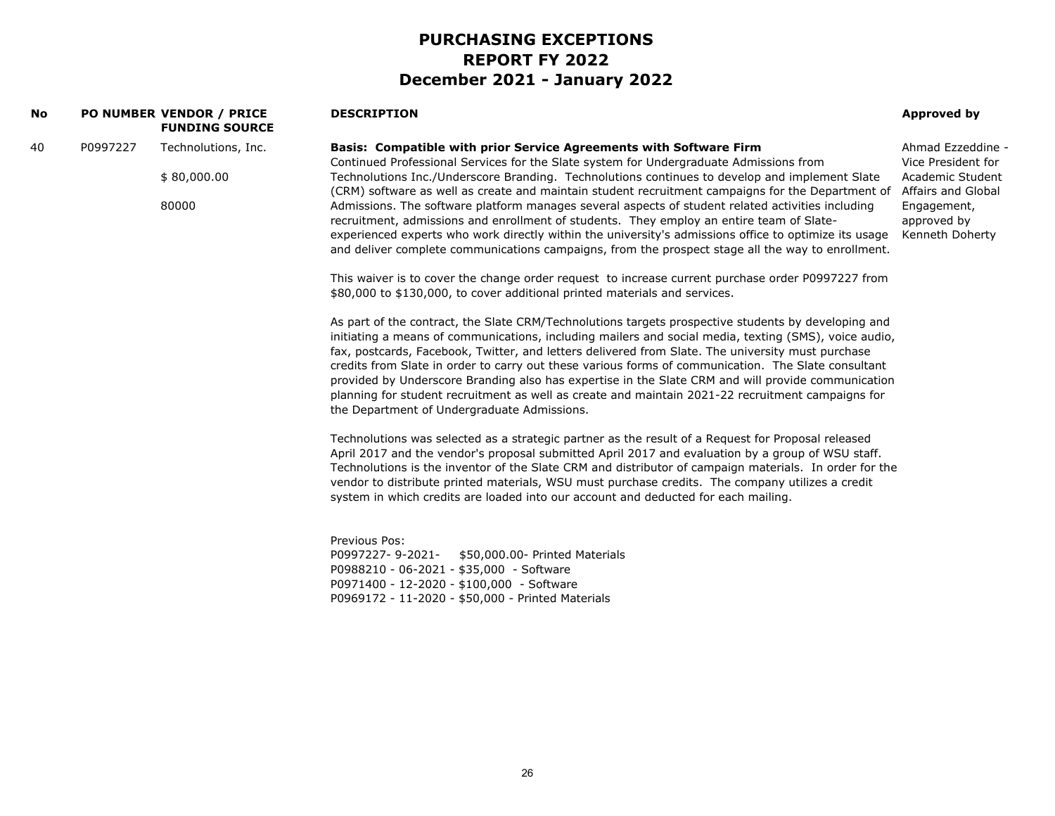# PURCHASING EXCEPTIONS
# REPORT FY 2022
# December 2021 - January 2022

| No | PO NUMBER | VENDOR / PRICE FUNDING SOURCE | DESCRIPTION | Approved by |
|---|---|---|---|---|
| 40 | P0997227 | Technolutions, Inc.<br><br>$ 80,000.00<br><br>80000 | **Basis: Compatible with prior Service Agreements with Software Firm**<br>Continued Professional Services for the Slate system for Undergraduate Admissions from Technolutions Inc./Underscore Branding. Technolutions continues to develop and implement Slate (CRM) software as well as create and maintain student recruitment campaigns for the Department of Admissions. The software platform manages several aspects of student related activities including recruitment, admissions and enrollment of students. They employ an entire team of Slate-experienced experts who work directly within the university's admissions office to optimize its usage and deliver complete communications campaigns, from the prospect stage all the way to enrollment.<br><br>This waiver is to cover the change order request to increase current purchase order P0997227 from $80,000 to $130,000, to cover additional printed materials and services.<br><br>As part of the contract, the Slate CRM/Technolutions targets prospective students by developing and initiating a means of communications, including mailers and social media, texting (SMS), voice audio, fax, postcards, Facebook, Twitter, and letters delivered from Slate. The university must purchase credits from Slate in order to carry out these various forms of communication. The Slate consultant provided by Underscore Branding also has expertise in the Slate CRM and will provide communication planning for student recruitment as well as create and maintain 2021-22 recruitment campaigns for the Department of Undergraduate Admissions.<br><br>Technolutions was selected as a strategic partner as the result of a Request for Proposal released April 2017 and the vendor's proposal submitted April 2017 and evaluation by a group of WSU staff. Technolutions is the inventor of the Slate CRM and distributor of campaign materials. In order for the vendor to distribute printed materials, WSU must purchase credits. The company utilizes a credit system in which credits are loaded into our account and deducted for each mailing.<br><br>Previous Pos:<br>P0997227- 9-2021- $50,000.00- Printed Materials<br>P0988210 - 06-2021 - $35,000 - Software<br>P0971400 - 12-2020 - $100,000 - Software<br>P0969172 - 11-2020 - $50,000 - Printed Materials | Ahmad Ezzeddine - Vice President for Academic Student Affairs and Global Engagement, approved by Kenneth Doherty |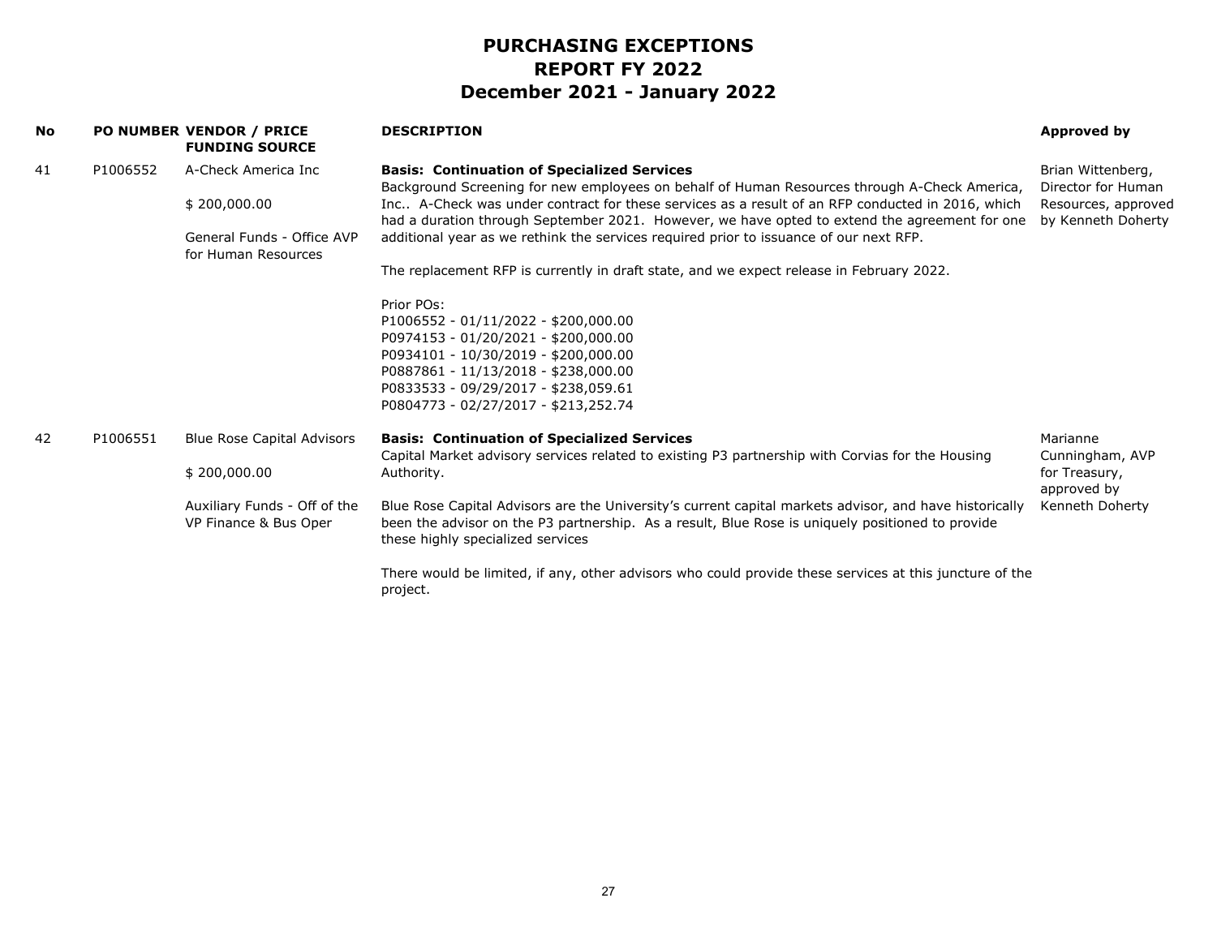# PURCHASING EXCEPTIONS
# REPORT FY 2022
# December 2021 - January 2022

| No | PO NUMBER | VENDOR / PRICE<br>FUNDING SOURCE | DESCRIPTION | Approved by |
|---|---|---|---|---|
| 41 | P1006552 | A-Check America Inc<br><br>$ 200,000.00<br><br>General Funds - Office AVP for Human Resources | **Basis: Continuation of Specialized Services**<br>Background Screening for new employees on behalf of Human Resources through A-Check America, Inc.. A-Check was under contract for these services as a result of an RFP conducted in 2016, which had a duration through September 2021. However, we have opted to extend the agreement for one additional year as we rethink the services required prior to issuance of our next RFP.<br><br>The replacement RFP is currently in draft state, and we expect release in February 2022.<br><br>Prior POs:<br>P1006552 - 01/11/2022 - $200,000.00<br>P0974153 - 01/20/2021 - $200,000.00<br>P0934101 - 10/30/2019 - $200,000.00<br>P0887861 - 11/13/2018 - $238,000.00<br>P0833533 - 09/29/2017 - $238,059.61<br>P0804773 - 02/27/2017 - $213,252.74 | Brian Wittenberg, Director for Human Resources, approved by Kenneth Doherty |
| 42 | P1006551 | Blue Rose Capital Advisors<br><br>$ 200,000.00<br><br>Auxiliary Funds - Off of the VP Finance & Bus Oper | **Basis: Continuation of Specialized Services**<br>Capital Market advisory services related to existing P3 partnership with Corvias for the Housing Authority.<br><br>Blue Rose Capital Advisors are the University's current capital markets advisor, and have historically been the advisor on the P3 partnership. As a result, Blue Rose is uniquely positioned to provide these highly specialized services<br><br>There would be limited, if any, other advisors who could provide these services at this juncture of the project. | Marianne Cunningham, AVP for Treasury, approved by Kenneth Doherty |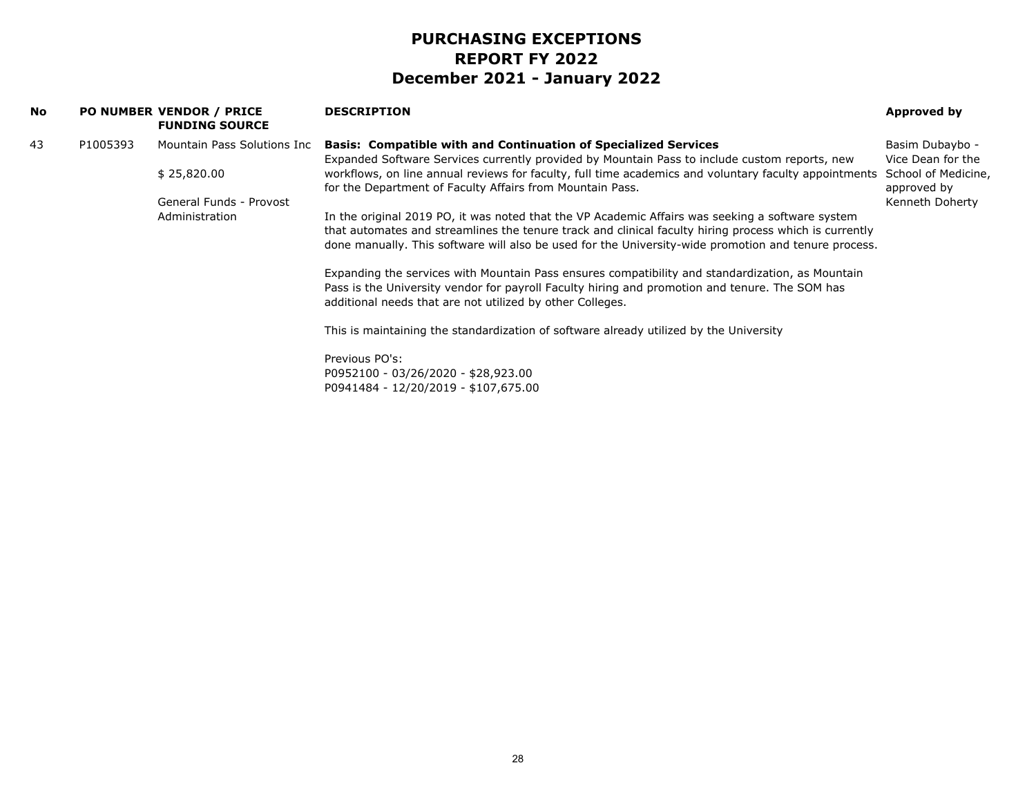# PURCHASING EXCEPTIONS
# REPORT FY 2022
# December 2021 - January 2022

| No | PO NUMBER | VENDOR / PRICE FUNDING SOURCE | DESCRIPTION | Approved by |
|---|---|---|---|---|
| 43 | P1005393 | Mountain Pass Solutions Inc<br><br>$ 25,820.00<br><br>General Funds - Provost Administration | **Basis: Compatible with and Continuation of Specialized Services**<br>Expanded Software Services currently provided by Mountain Pass to include custom reports, new workflows, on line annual reviews for faculty, full time academics and voluntary faculty appointments for the Department of Faculty Affairs from Mountain Pass.<br><br>In the original 2019 PO, it was noted that the VP Academic Affairs was seeking a software system that automates and streamlines the tenure track and clinical faculty hiring process which is currently done manually. This software will also be used for the University-wide promotion and tenure process.<br><br>Expanding the services with Mountain Pass ensures compatibility and standardization, as Mountain Pass is the University vendor for payroll Faculty hiring and promotion and tenure. The SOM has additional needs that are not utilized by other Colleges.<br><br>This is maintaining the standardization of software already utilized by the University<br><br>Previous PO's:<br>P0952100 - 03/26/2020 - $28,923.00<br>P0941484 - 12/20/2019 - $107,675.00 | Basim Dubaybo - Vice Dean for the School of Medicine, approved by Kenneth Doherty |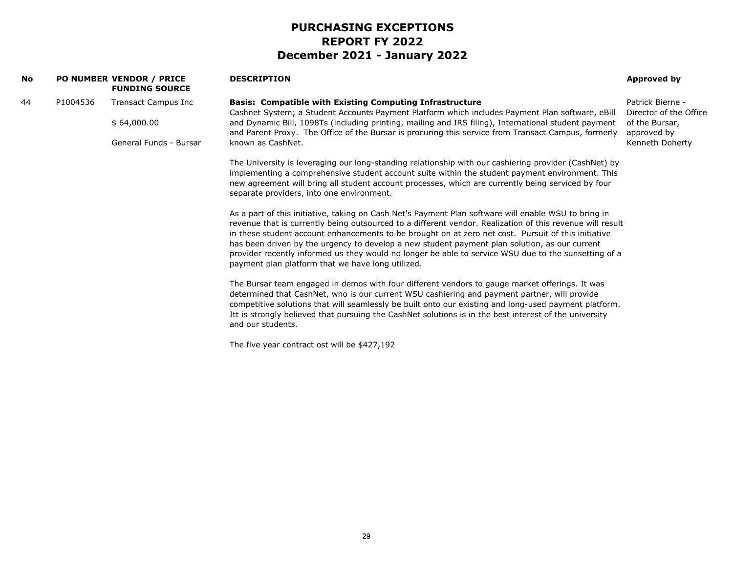# PURCHASING EXCEPTIONS
# REPORT FY 2022
# December 2021 - January 2022

| No | PO NUMBER | VENDOR / PRICE FUNDING SOURCE | DESCRIPTION | Approved by |
|---|---|---|---|---|
| 44 | P1004536 | Transact Campus Inc<br><br>$ 64,000.00<br><br>General Funds - Bursar | **Basis: Compatible with Existing Computing Infrastructure**<br>Cashnet System; a Student Accounts Payment Platform which includes Payment Plan software, eBill and Dynamic Bill, 1098Ts (including printing, mailing and IRS filing), International student payment and Parent Proxy. The Office of the Bursar is procuring this service from Transact Campus, formerly known as CashNet.<br><br>The University is leveraging our long-standing relationship with our cashiering provider (CashNet) by implementing a comprehensive student account suite within the student payment environment. This new agreement will bring all student account processes, which are currently being serviced by four separate providers, into one environment.<br><br>As a part of this initiative, taking on Cash Net's Payment Plan software will enable WSU to bring in revenue that is currently being outsourced to a different vendor. Realization of this revenue will result in these student account enhancements to be brought on at zero net cost. Pursuit of this initiative has been driven by the urgency to develop a new student payment plan solution, as our current provider recently informed us they would no longer be able to service WSU due to the sunsetting of a payment plan platform that we have long utilized.<br><br>The Bursar team engaged in demos with four different vendors to gauge market offerings. It was determined that CashNet, who is our current WSU cashiering and payment partner, will provide competitive solutions that will seamlessly be built onto our existing and long-used payment platform. Itt is strongly believed that pursuing the CashNet solutions is in the best interest of the university and our students.<br><br>The five year contract ost will be $427,192 | Patrick Bierne - Director of the Office of the Bursar, approved by Kenneth Doherty |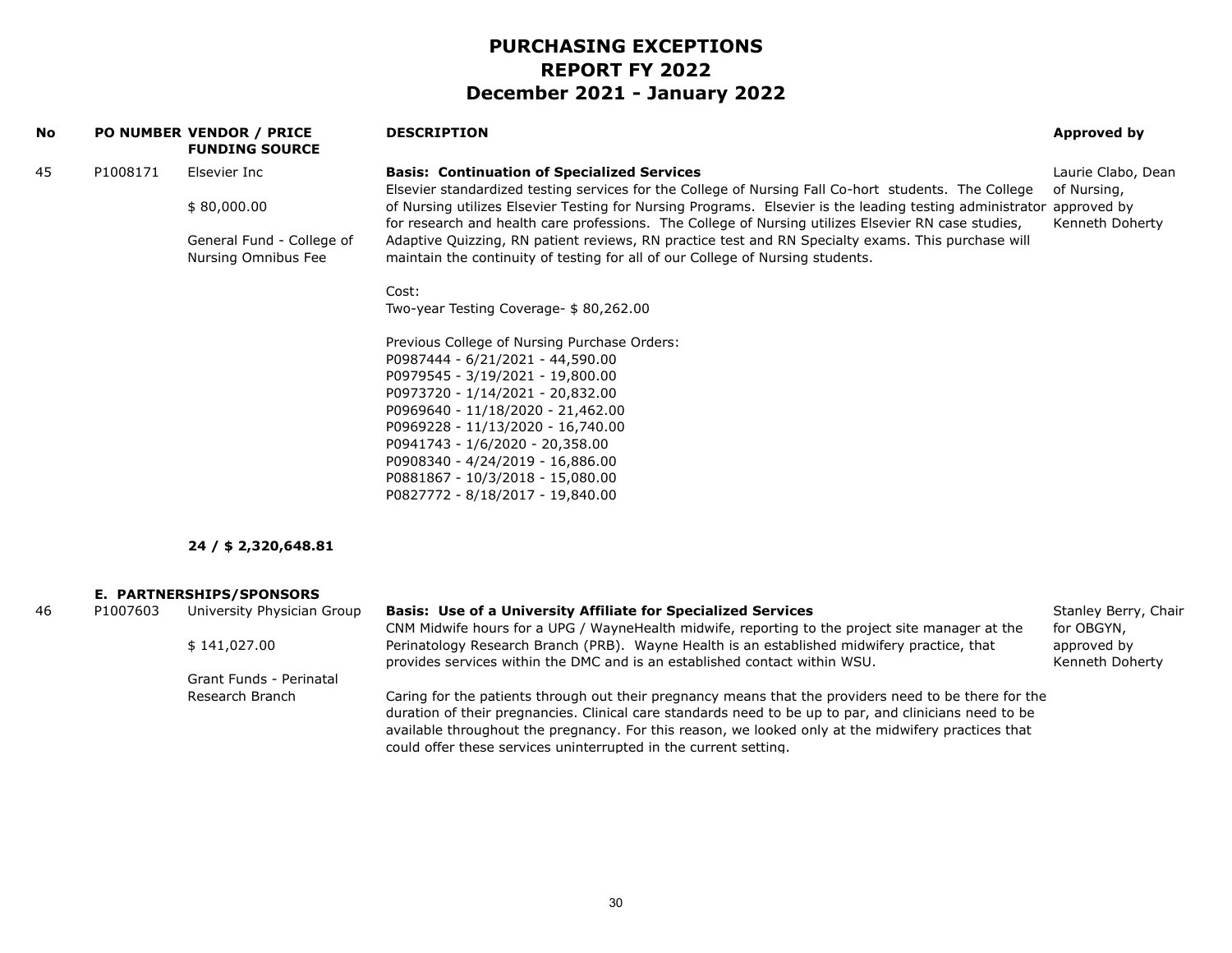# PURCHASING EXCEPTIONS
# REPORT FY 2022
# December 2021 - January 2022

| No | PO NUMBER | VENDOR / PRICE FUNDING SOURCE | DESCRIPTION | Approved by |
|---|---|---|---|---|
| 45 | P1008171 | Elsevier Inc<br><br>$ 80,000.00<br><br>General Fund - College of Nursing Omnibus Fee | **Basis: Continuation of Specialized Services**<br>Elsevier standardized testing services for the College of Nursing Fall Co-hort students. The College of Nursing utilizes Elsevier Testing for Nursing Programs. Elsevier is the leading testing administrator for research and health care professions. The College of Nursing utilizes Elsevier RN case studies, Adaptive Quizzing, RN patient reviews, RN practice test and RN Specialty exams. This purchase will maintain the continuity of testing for all of our College of Nursing students.<br><br>Cost:<br>Two-year Testing Coverage- $ 80,262.00<br><br>Previous College of Nursing Purchase Orders:<br>P0987444 - 6/21/2021 - 44,590.00<br>P0979545 - 3/19/2021 - 19,800.00<br>P0973720 - 1/14/2021 - 20,832.00<br>P0969640 - 11/18/2020 - 21,462.00<br>P0969228 - 11/13/2020 - 16,740.00<br>P0941743 - 1/6/2020 - 20,358.00<br>P0908340 - 4/24/2019 - 16,886.00<br>P0881867 - 10/3/2018 - 15,080.00<br>P0827772 - 8/18/2017 - 19,840.00 | Laurie Clabo, Dean of Nursing, approved by Kenneth Doherty |
| | | **24 / $ 2,320,648.81** | | |
| | | **E. PARTNERSHIPS/SPONSORS** | | |
| 46 | P1007603 | University Physician Group<br><br>$ 141,027.00<br><br>Grant Funds - Perinatal Research Branch | **Basis: Use of a University Affiliate for Specialized Services**<br>CNM Midwife hours for a UPG / WayneHealth midwife, reporting to the project site manager at the Perinatology Research Branch (PRB). Wayne Health is an established midwifery practice, that provides services within the DMC and is an established contact within WSU.<br><br>Caring for the patients through out their pregnancy means that the providers need to be there for the duration of their pregnancies. Clinical care standards need to be up to par, and clinicians need to be available throughout the pregnancy. For this reason, we looked only at the midwifery practices that could offer these services uninterrupted in the current setting. | Stanley Berry, Chair for OBGYN, approved by Kenneth Doherty |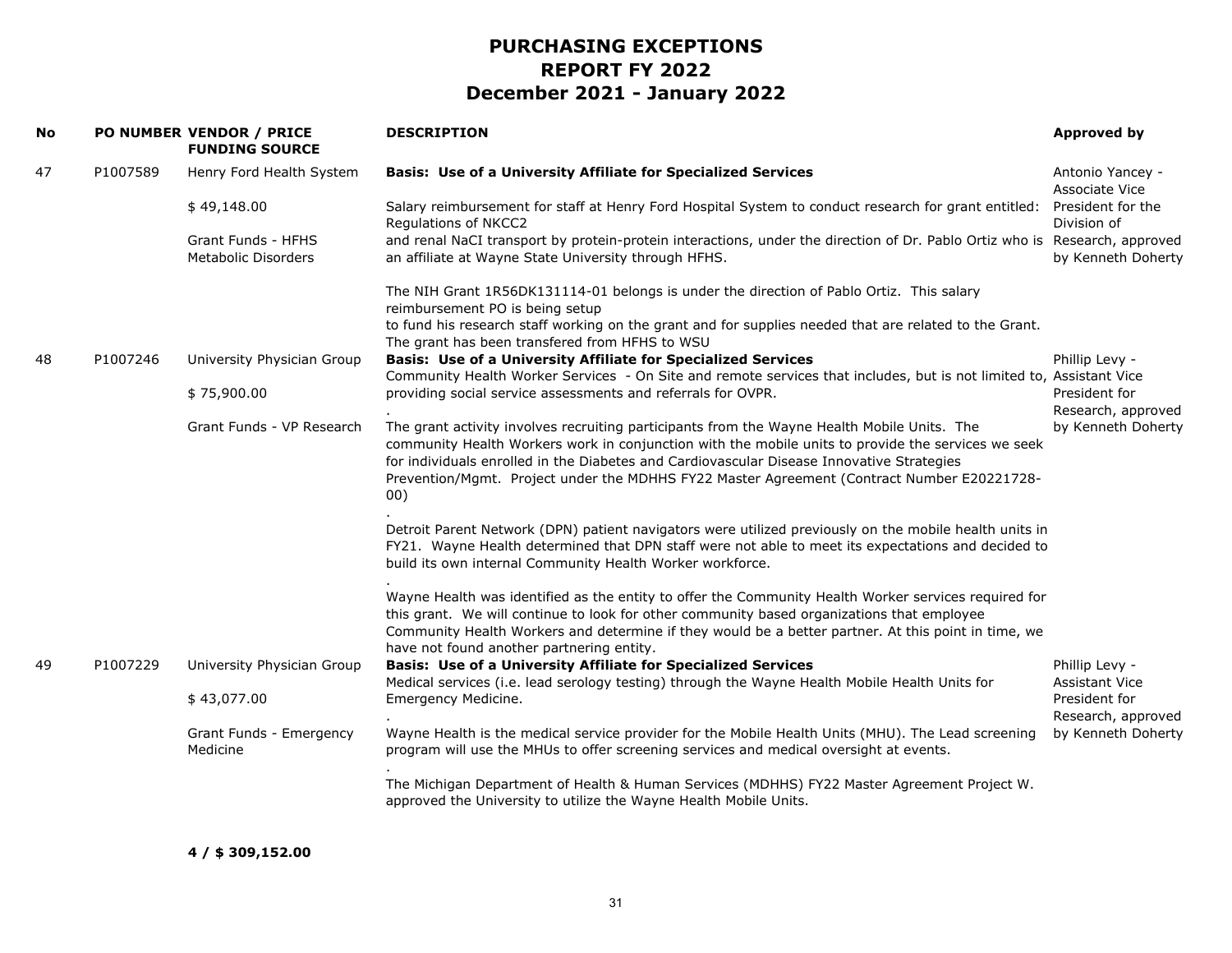# PURCHASING EXCEPTIONS
# REPORT FY 2022
# December 2021 - January 2022

| No | PO NUMBER | VENDOR / PRICE<br>FUNDING SOURCE | DESCRIPTION | Approved by |
|---|---|---|---|---|
| 47 | P1007589 | Henry Ford Health System<br><br>$ 49,148.00<br><br>Grant Funds - HFHS Metabolic Disorders | **Basis: Use of a University Affiliate for Specialized Services**<br><br>Salary reimbursement for staff at Henry Ford Hospital System to conduct research for grant entitled: Regulations of NKCC2 and renal NaCI transport by protein-protein interactions, under the direction of Dr. Pablo Ortiz who is an affiliate at Wayne State University through HFHS.<br><br>The NIH Grant 1R56DK131114-01 belongs is under the direction of Pablo Ortiz. This salary reimbursement PO is being setup to fund his research staff working on the grant and for supplies needed that are related to the Grant. The grant has been transfered from HFHS to WSU | Antonio Yancey - Associate Vice President for the Division of Research, approved by Kenneth Doherty |
| 48 | P1007246 | University Physician Group<br><br>$ 75,900.00<br><br>Grant Funds - VP Research | **Basis: Use of a University Affiliate for Specialized Services**<br>Community Health Worker Services - On Site and remote services that includes, but is not limited to, providing social service assessments and referrals for OVPR.<br>.<br>The grant activity involves recruiting participants from the Wayne Health Mobile Units. The community Health Workers work in conjunction with the mobile units to provide the services we seek for individuals enrolled in the Diabetes and Cardiovascular Disease Innovative Strategies Prevention/Mgmt. Project under the MDHHS FY22 Master Agreement (Contract Number E20221728-00)<br>.<br>Detroit Parent Network (DPN) patient navigators were utilized previously on the mobile health units in FY21. Wayne Health determined that DPN staff were not able to meet its expectations and decided to build its own internal Community Health Worker workforce.<br>.<br>Wayne Health was identified as the entity to offer the Community Health Worker services required for this grant. We will continue to look for other community based organizations that employee Community Health Workers and determine if they would be a better partner. At this point in time, we have not found another partnering entity. | Phillip Levy - Assistant Vice President for Research, approved by Kenneth Doherty |
| 49 | P1007229 | University Physician Group<br><br>$ 43,077.00<br><br>Grant Funds - Emergency Medicine | **Basis: Use of a University Affiliate for Specialized Services**<br>Medical services (i.e. lead serology testing) through the Wayne Health Mobile Health Units for Emergency Medicine.<br>.<br>Wayne Health is the medical service provider for the Mobile Health Units (MHU). The Lead screening program will use the MHUs to offer screening services and medical oversight at events.<br>.<br>The Michigan Department of Health & Human Services (MDHHS) FY22 Master Agreement Project W. approved the University to utilize the Wayne Health Mobile Units. | Phillip Levy - Assistant Vice President for Research, approved by Kenneth Doherty |

**4 / $ 309,152.00**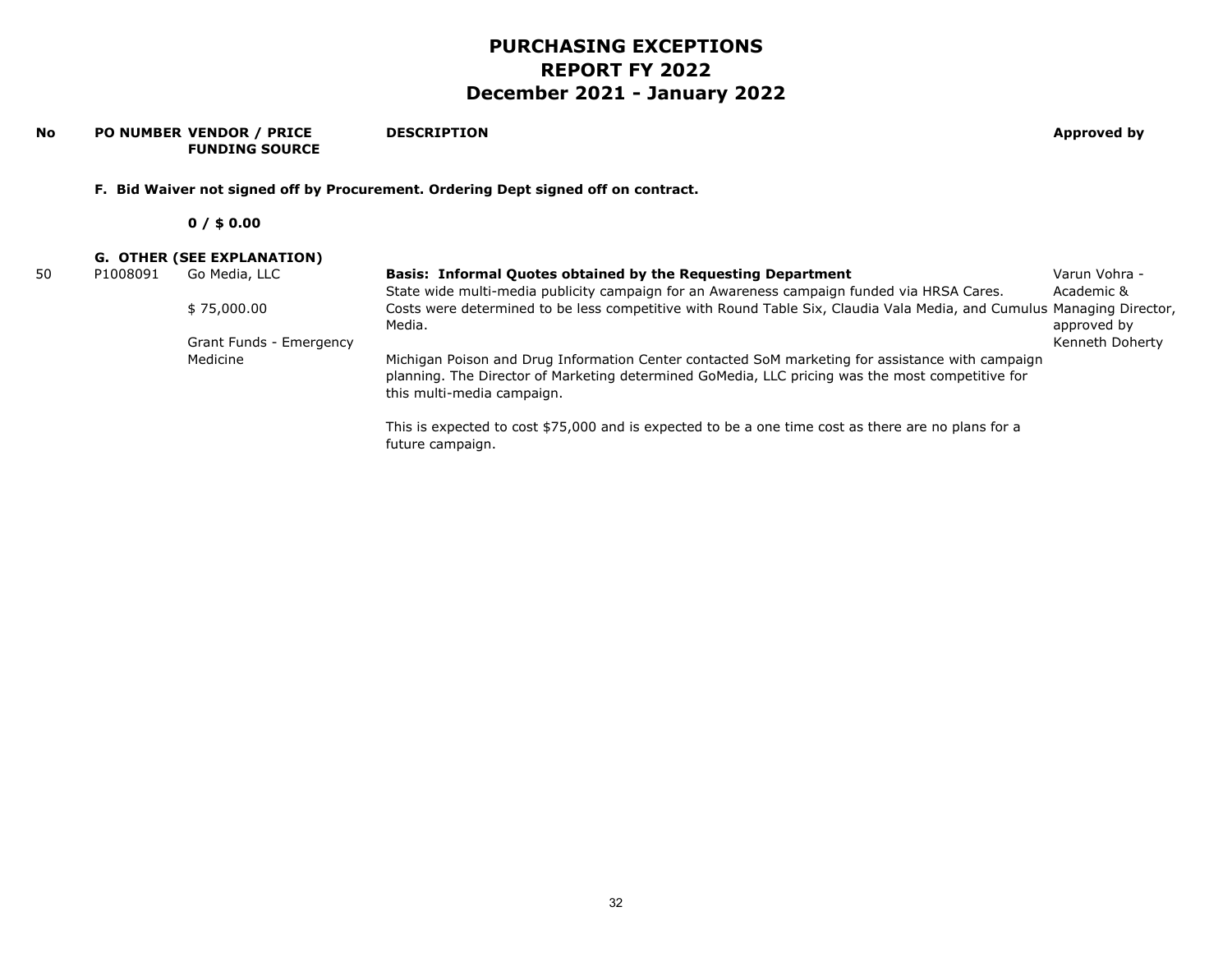# PURCHASING EXCEPTIONS
# REPORT FY 2022
# December 2021 - January 2022

| No | PO NUMBER | VENDOR / PRICE<br>FUNDING SOURCE | DESCRIPTION | Approved by |
|---|---|---|---|---|
| | | **F. Bid Waiver not signed off by Procurement. Ordering Dept signed off on contract.** | | |
| | | **0 / $ 0.00** | | |
| | | **G. OTHER (SEE EXPLANATION)** | | |
| 50 | P1008091 | Go Media, LLC<br><br>$ 75,000.00<br><br>Grant Funds - Emergency Medicine | **Basis: Informal Quotes obtained by the Requesting Department**<br>State wide multi-media publicity campaign for an Awareness campaign funded via HRSA Cares. Costs were determined to be less competitive with Round Table Six, Claudia Vala Media, and Cumulus Media.<br><br>Michigan Poison and Drug Information Center contacted SoM marketing for assistance with campaign planning. The Director of Marketing determined GoMedia, LLC pricing was the most competitive for this multi-media campaign.<br><br>This is expected to cost $75,000 and is expected to be a one time cost as there are no plans for a future campaign. | Varun Vohra - Academic & Managing Director, approved by Kenneth Doherty |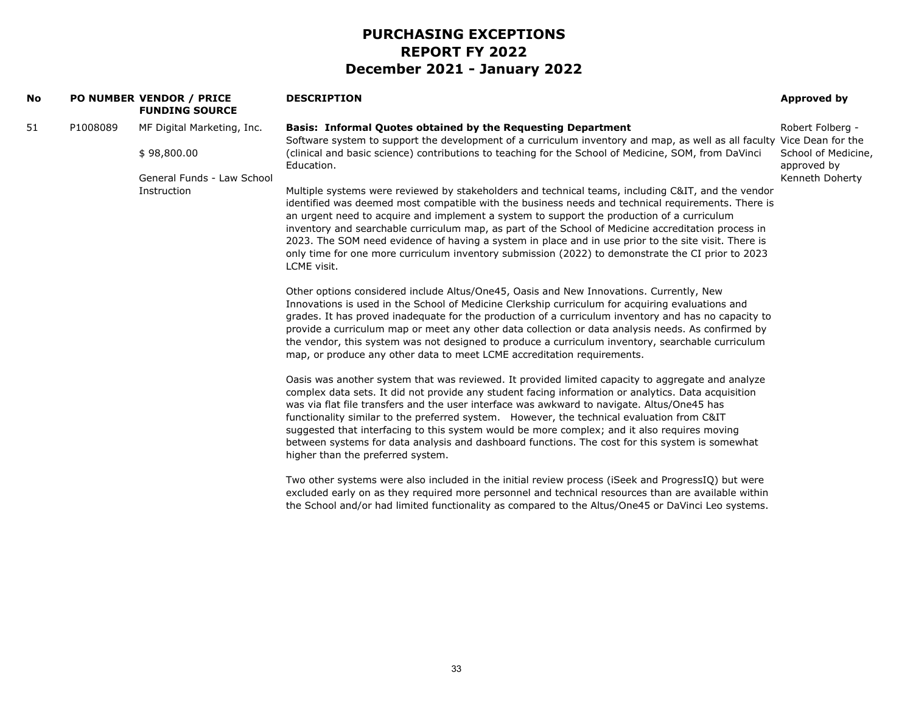# PURCHASING EXCEPTIONS
# REPORT FY 2022
# December 2021 - January 2022

| No | PO NUMBER | VENDOR / PRICE FUNDING SOURCE | DESCRIPTION | Approved by |
|---|---|---|---|---|
| 51 | P1008089 | MF Digital Marketing, Inc.<br><br>$ 98,800.00<br><br>General Funds - Law School Instruction | **Basis: Informal Quotes obtained by the Requesting Department**<br>Software system to support the development of a curriculum inventory and map, as well as all faculty (clinical and basic science) contributions to teaching for the School of Medicine, SOM, from DaVinci Education.<br><br>Multiple systems were reviewed by stakeholders and technical teams, including C&IT, and the vendor identified was deemed most compatible with the business needs and technical requirements. There is an urgent need to acquire and implement a system to support the production of a curriculum inventory and searchable curriculum map, as part of the School of Medicine accreditation process in 2023. The SOM need evidence of having a system in place and in use prior to the site visit. There is only time for one more curriculum inventory submission (2022) to demonstrate the CI prior to 2023 LCME visit.<br><br>Other options considered include Altus/One45, Oasis and New Innovations. Currently, New Innovations is used in the School of Medicine Clerkship curriculum for acquiring evaluations and grades. It has proved inadequate for the production of a curriculum inventory and has no capacity to provide a curriculum map or meet any other data collection or data analysis needs. As confirmed by the vendor, this system was not designed to produce a curriculum inventory, searchable curriculum map, or produce any other data to meet LCME accreditation requirements.<br><br>Oasis was another system that was reviewed. It provided limited capacity to aggregate and analyze complex data sets. It did not provide any student facing information or analytics. Data acquisition was via flat file transfers and the user interface was awkward to navigate. Altus/One45 has functionality similar to the preferred system. However, the technical evaluation from C&IT suggested that interfacing to this system would be more complex; and it also requires moving between systems for data analysis and dashboard functions. The cost for this system is somewhat higher than the preferred system.<br><br>Two other systems were also included in the initial review process (iSeek and ProgressIQ) but were excluded early on as they required more personnel and technical resources than are available within the School and/or had limited functionality as compared to the Altus/One45 or DaVinci Leo systems. | Robert Folberg - Vice Dean for the School of Medicine, approved by Kenneth Doherty |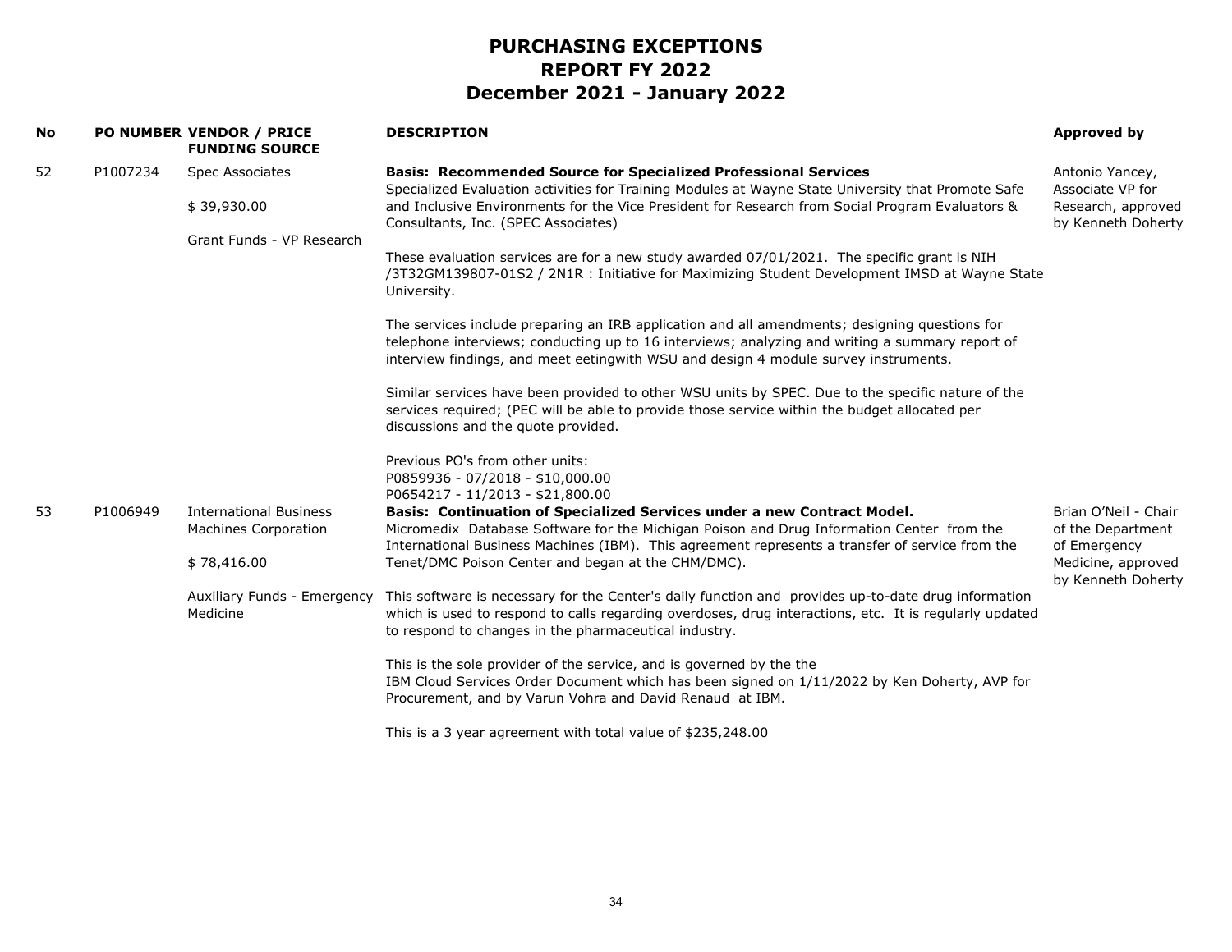# PURCHASING EXCEPTIONS
# REPORT FY 2022
# December 2021 - January 2022

| No | PO NUMBER | VENDOR / PRICE<br>FUNDING SOURCE | DESCRIPTION | Approved by |
|---|---|---|---|---|
| 52 | P1007234 | Spec Associates<br><br>$ 39,930.00<br><br>Grant Funds - VP Research | **Basis: Recommended Source for Specialized Professional Services**<br>Specialized Evaluation activities for Training Modules at Wayne State University that Promote Safe and Inclusive Environments for the Vice President for Research from Social Program Evaluators & Consultants, Inc. (SPEC Associates)<br><br>These evaluation services are for a new study awarded 07/01/2021. The specific grant is NIH /3T32GM139807-01S2 / 2N1R : Initiative for Maximizing Student Development IMSD at Wayne State University.<br><br>The services include preparing an IRB application and all amendments; designing questions for telephone interviews; conducting up to 16 interviews; analyzing and writing a summary report of interview findings, and meet eetingwith WSU and design 4 module survey instruments.<br><br>Similar services have been provided to other WSU units by SPEC. Due to the specific nature of the services required; (PEC will be able to provide those service within the budget allocated per discussions and the quote provided.<br><br>Previous PO's from other units:<br>P0859936 - 07/2018 - $10,000.00<br>P0654217 - 11/2013 - $21,800.00 | Antonio Yancey, Associate VP for Research, approved by Kenneth Doherty |
| 53 | P1006949 | International Business Machines Corporation<br><br>$ 78,416.00<br><br>Auxiliary Funds - Emergency Medicine | **Basis: Continuation of Specialized Services under a new Contract Model.**<br>Micromedix Database Software for the Michigan Poison and Drug Information Center from the International Business Machines (IBM). This agreement represents a transfer of service from the Tenet/DMC Poison Center and began at the CHM/DMC).<br><br>This software is necessary for the Center's daily function and provides up-to-date drug information which is used to respond to calls regarding overdoses, drug interactions, etc. It is regularly updated to respond to changes in the pharmaceutical industry.<br><br>This is the sole provider of the service, and is governed by the the<br>IBM Cloud Services Order Document which has been signed on 1/11/2022 by Ken Doherty, AVP for Procurement, and by Varun Vohra and David Renaud at IBM.<br><br>This is a 3 year agreement with total value of $235,248.00 | Brian O'Neil - Chair of the Department of Emergency Medicine, approved by Kenneth Doherty |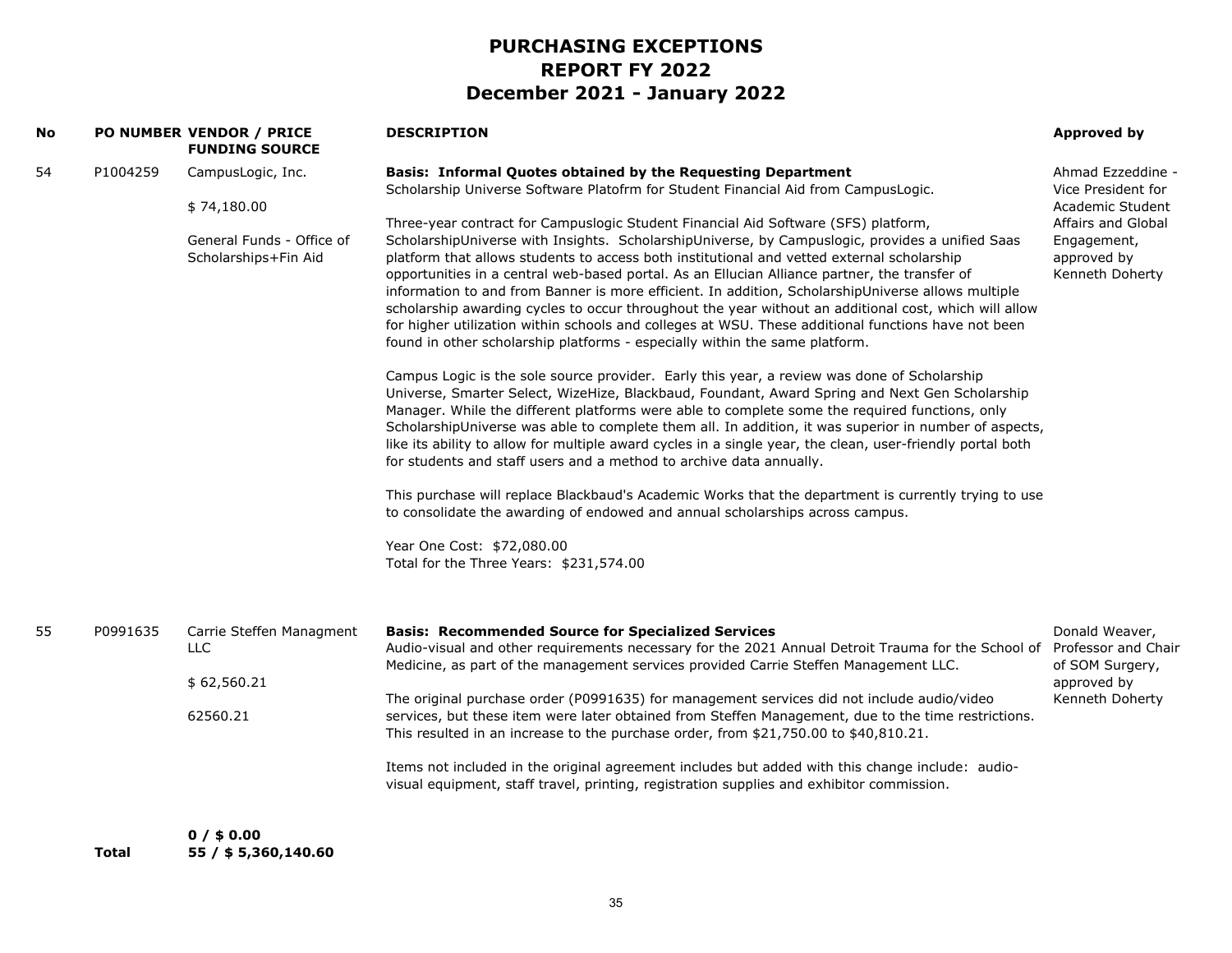# PURCHASING EXCEPTIONS REPORT FY 2022
## December 2021 - January 2022

| No | PO NUMBER | VENDOR / PRICE FUNDING SOURCE | DESCRIPTION | Approved by |
|---|---|---|---|---|
| 54 | P1004259 | CampusLogic, Inc.<br><br>$ 74,180.00<br><br>General Funds - Office of Scholarships+Fin Aid | **Basis: Informal Quotes obtained by the Requesting Department**<br>Scholarship Universe Software Platofrm for Student Financial Aid from CampusLogic.<br><br>Three-year contract for Campuslogic Student Financial Aid Software (SFS) platform, ScholarshipUniverse with Insights. ScholarshipUniverse, by Campuslogic, provides a unified Saas platform that allows students to access both institutional and vetted external scholarship opportunities in a central web-based portal. As an Ellucian Alliance partner, the transfer of information to and from Banner is more efficient. In addition, ScholarshipUniverse allows multiple scholarship awarding cycles to occur throughout the year without an additional cost, which will allow for higher utilization within schools and colleges at WSU. These additional functions have not been found in other scholarship platforms - especially within the same platform.<br><br>Campus Logic is the sole source provider. Early this year, a review was done of Scholarship Universe, Smarter Select, WizeHize, Blackbaud, Foundant, Award Spring and Next Gen Scholarship Manager. While the different platforms were able to complete some the required functions, only ScholarshipUniverse was able to complete them all. In addition, it was superior in number of aspects, like its ability to allow for multiple award cycles in a single year, the clean, user-friendly portal both for students and staff users and a method to archive data annually.<br><br>This purchase will replace Blackbaud's Academic Works that the department is currently trying to use to consolidate the awarding of endowed and annual scholarships across campus.<br><br>Year One Cost: $72,080.00<br>Total for the Three Years: $231,574.00 | Ahmad Ezzeddine - Vice President for Academic Student Affairs and Global Engagement, approved by Kenneth Doherty |
| 55 | P0991635 | Carrie Steffen Managment LLC<br><br>$ 62,560.21<br><br>62560.21 | **Basis: Recommended Source for Specialized Services**<br>Audio-visual and other requirements necessary for the 2021 Annual Detroit Trauma for the School of Medicine, as part of the management services provided Carrie Steffen Management LLC.<br><br>The original purchase order (P0991635) for management services did not include audio/video services, but these item were later obtained from Steffen Management, due to the time restrictions. This resulted in an increase to the purchase order, from $21,750.00 to $40,810.21.<br><br>Items not included in the original agreement includes but added with this change include: audio-visual equipment, staff travel, printing, registration supplies and exhibitor commission. | Donald Weaver, Professor and Chair of SOM Surgery, approved by Kenneth Doherty |
| | | **0 / $ 0.00** | | |
| **Total** | | **55 / $ 5,360,140.60** | | |